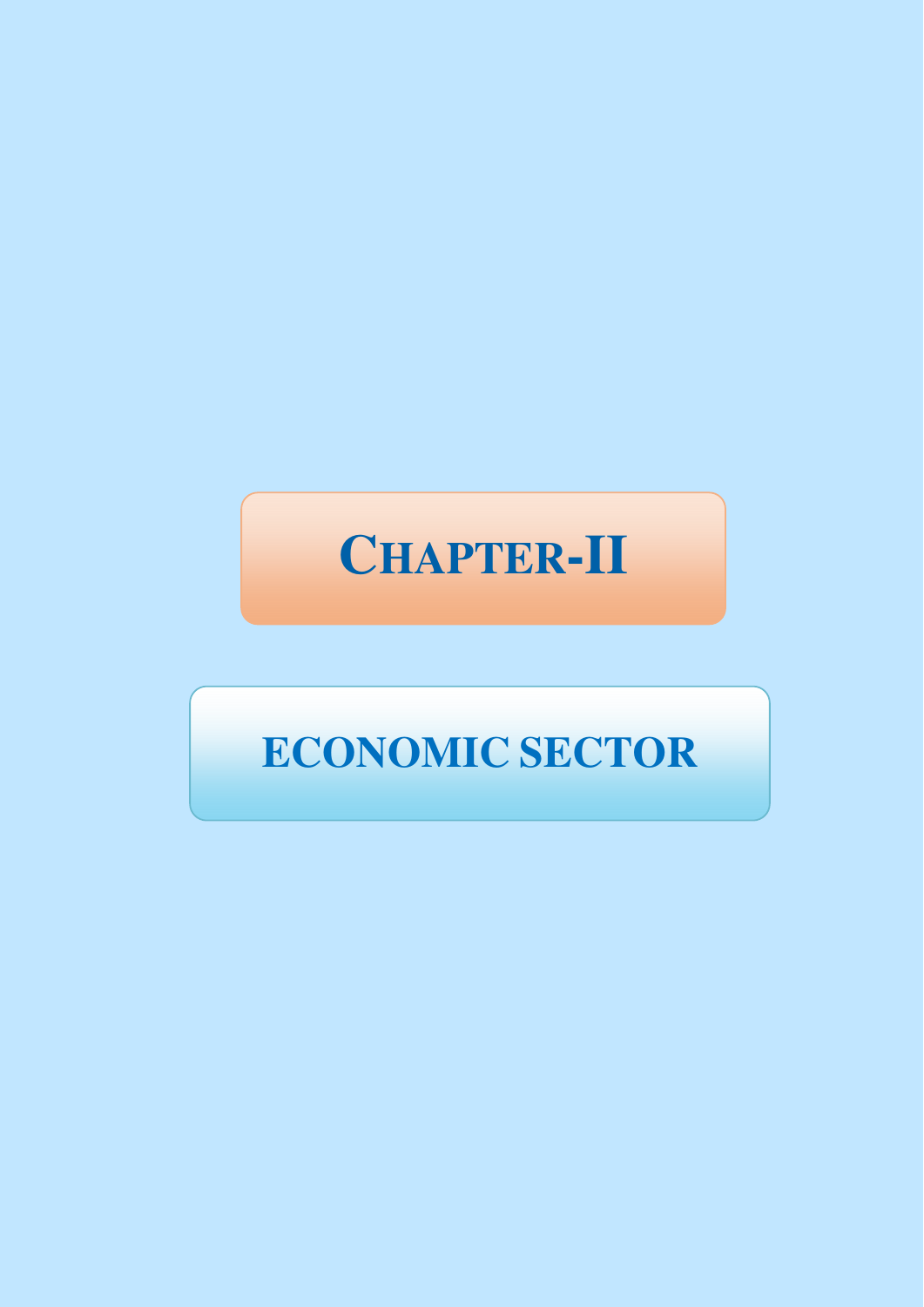# CHAPTER-II

# ECONOMIC SECTOR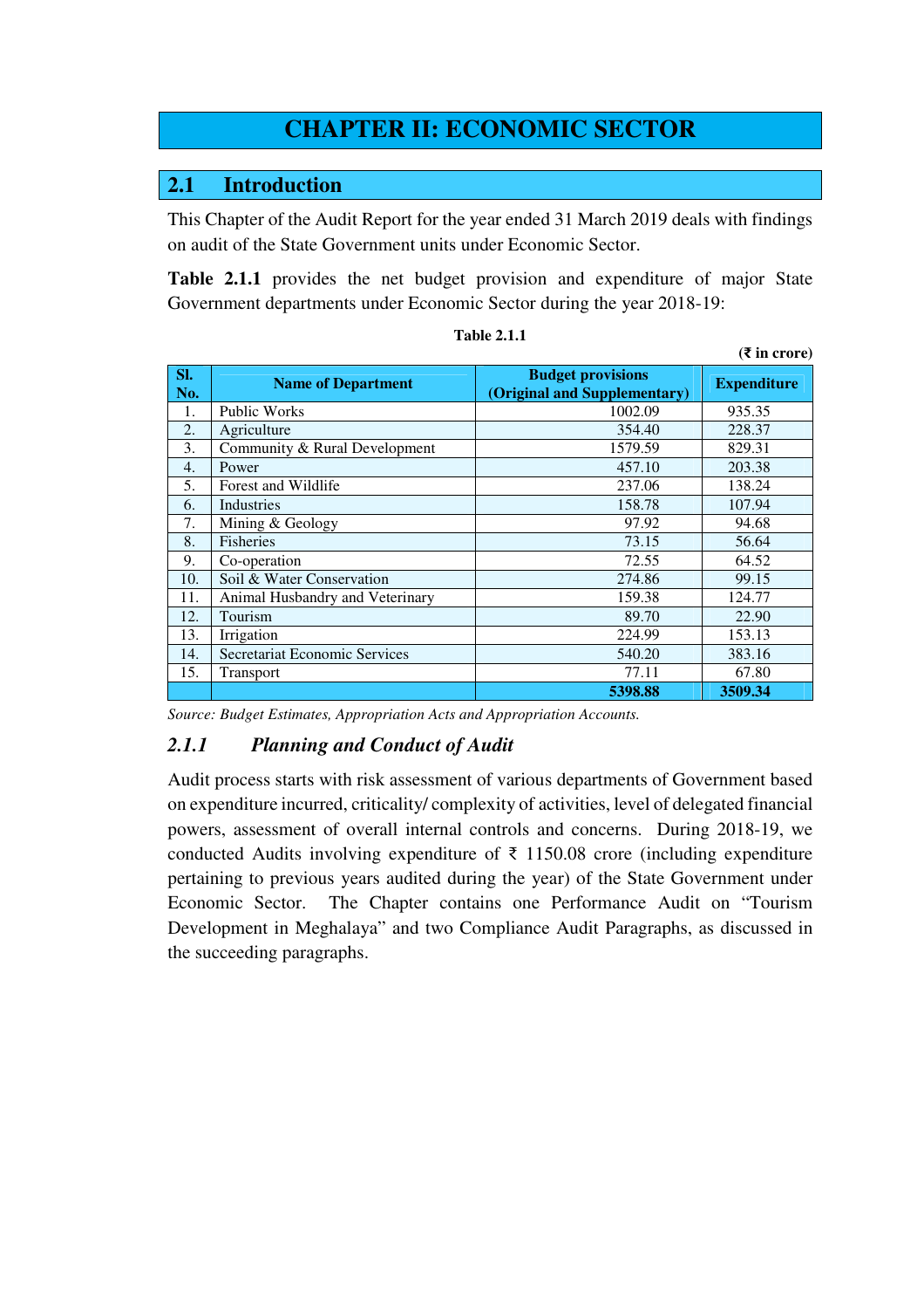# CHAPTER II: ECONOMIC SECTOR

## 2.1 Introduction

This Chapter of the Audit Report for the year ended 31 March 2019 deals with findings on audit of the State Government units under Economic Sector.

**Table 2.1.1** provides the net budget provision and expenditure of major State Government departments under Economic Sector during the year 2018-19:

**Table 2.1.1**

(₹ in crore)

| Sl. No. | Name of Department | Budget provisions (Original and Supplementary) | Expenditure |
|---|---|---|---|
| 1. | Public Works | 1002.09 | 935.35 |
| 2. | Agriculture | 354.40 | 228.37 |
| 3. | Community & Rural Development | 1579.59 | 829.31 |
| 4. | Power | 457.10 | 203.38 |
| 5. | Forest and Wildlife | 237.06 | 138.24 |
| 6. | Industries | 158.78 | 107.94 |
| 7. | Mining & Geology | 97.92 | 94.68 |
| 8. | Fisheries | 73.15 | 56.64 |
| 9. | Co-operation | 72.55 | 64.52 |
| 10. | Soil & Water Conservation | 274.86 | 99.15 |
| 11. | Animal Husbandry and Veterinary | 159.38 | 124.77 |
| 12. | Tourism | 89.70 | 22.90 |
| 13. | Irrigation | 224.99 | 153.13 |
| 14. | Secretariat Economic Services | 540.20 | 383.16 |
| 15. | Transport | 77.11 | 67.80 |
| | | **5398.88** | **3509.34** |

*Source: Budget Estimates, Appropriation Acts and Appropriation Accounts.*

### *2.1.1 Planning and Conduct of Audit*

Audit process starts with risk assessment of various departments of Government based on expenditure incurred, criticality/ complexity of activities, level of delegated financial powers, assessment of overall internal controls and concerns. During 2018-19, we conducted Audits involving expenditure of ₹ 1150.08 crore (including expenditure pertaining to previous years audited during the year) of the State Government under Economic Sector. The Chapter contains one Performance Audit on "Tourism Development in Meghalaya" and two Compliance Audit Paragraphs, as discussed in the succeeding paragraphs.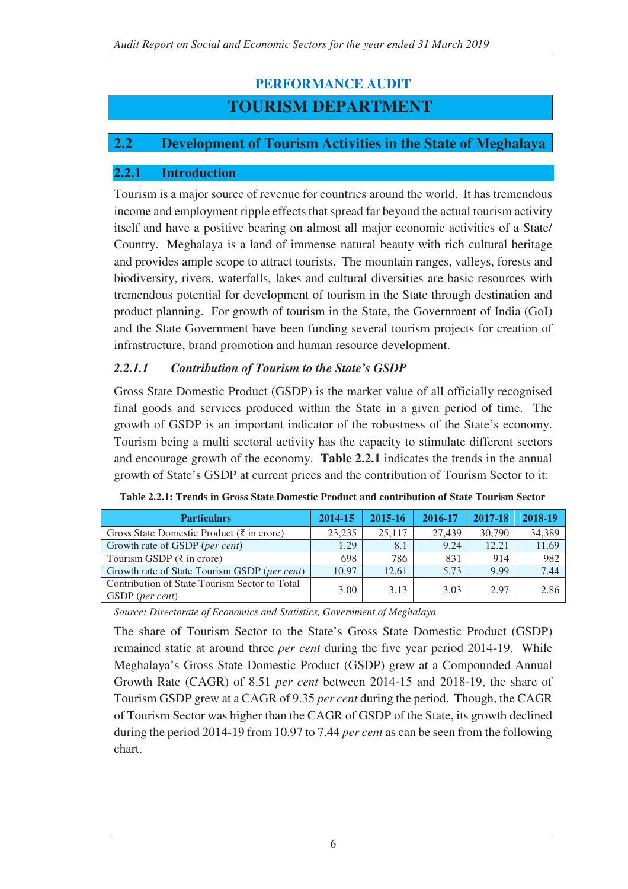# PERFORMANCE AUDIT

# TOURISM DEPARTMENT

## 2.2 Development of Tourism Activities in the State of Meghalaya

### 2.2.1 Introduction

Tourism is a major source of revenue for countries around the world. It has tremendous income and employment ripple effects that spread far beyond the actual tourism activity itself and have a positive bearing on almost all major economic activities of a State/ Country. Meghalaya is a land of immense natural beauty with rich cultural heritage and provides ample scope to attract tourists. The mountain ranges, valleys, forests and biodiversity, rivers, waterfalls, lakes and cultural diversities are basic resources with tremendous potential for development of tourism in the State through destination and product planning. For growth of tourism in the State, the Government of India (GoI) and the State Government have been funding several tourism projects for creation of infrastructure, brand promotion and human resource development.

#### *2.2.1.1 Contribution of Tourism to the State's GSDP*

Gross State Domestic Product (GSDP) is the market value of all officially recognised final goods and services produced within the State in a given period of time. The growth of GSDP is an important indicator of the robustness of the State's economy. Tourism being a multi sectoral activity has the capacity to stimulate different sectors and encourage growth of the economy. **Table 2.2.1** indicates the trends in the annual growth of State's GSDP at current prices and the contribution of Tourism Sector to it:

**Table 2.2.1: Trends in Gross State Domestic Product and contribution of State Tourism Sector**

| Particulars | 2014-15 | 2015-16 | 2016-17 | 2017-18 | 2018-19 |
|---|---|---|---|---|---|
| Gross State Domestic Product (₹ in crore) | 23,235 | 25,117 | 27,439 | 30,790 | 34,389 |
| Growth rate of GSDP (*per cent*) | 1.29 | 8.1 | 9.24 | 12.21 | 11.69 |
| Tourism GSDP (₹ in crore) | 698 | 786 | 831 | 914 | 982 |
| Growth rate of State Tourism GSDP (*per cent*) | 10.97 | 12.61 | 5.73 | 9.99 | 7.44 |
| Contribution of State Tourism Sector to Total GSDP (*per cent*) | 3.00 | 3.13 | 3.03 | 2.97 | 2.86 |

*Source: Directorate of Economics and Statistics, Government of Meghalaya.*

The share of Tourism Sector to the State's Gross State Domestic Product (GSDP) remained static at around three *per cent* during the five year period 2014-19. While Meghalaya's Gross State Domestic Product (GSDP) grew at a Compounded Annual Growth Rate (CAGR) of 8.51 *per cent* between 2014-15 and 2018-19, the share of Tourism GSDP grew at a CAGR of 9.35 *per cent* during the period. Though, the CAGR of Tourism Sector was higher than the CAGR of GSDP of the State, its growth declined during the period 2014-19 from 10.97 to 7.44 *per cent* as can be seen from the following chart.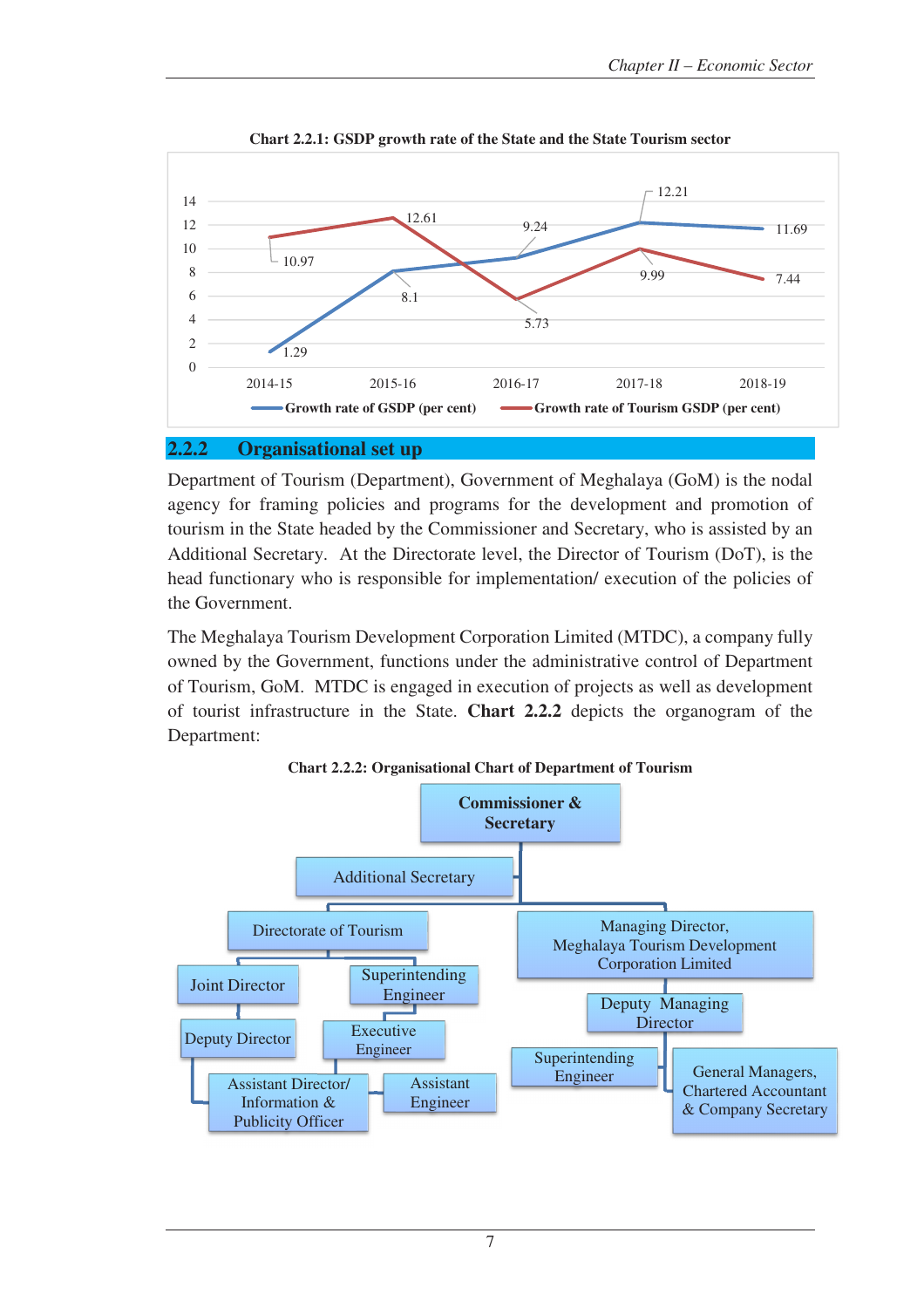**Chart 2.2.1: GSDP growth rate of the State and the State Tourism sector**

| Year | Growth rate of GSDP (per cent) | Growth rate of Tourism GSDP (per cent) |
|---|---|---|
| 2014-15 | 1.29 | 10.97 |
| 2015-16 | 8.1 | 12.61 |
| 2016-17 | 9.24 | 5.73 |
| 2017-18 | 12.21 | 9.99 |
| 2018-19 | 11.69 | 7.44 |

## 2.2.2 Organisational set up

Department of Tourism (Department), Government of Meghalaya (GoM) is the nodal agency for framing policies and programs for the development and promotion of tourism in the State headed by the Commissioner and Secretary, who is assisted by an Additional Secretary. At the Directorate level, the Director of Tourism (DoT), is the head functionary who is responsible for implementation/ execution of the policies of the Government.

The Meghalaya Tourism Development Corporation Limited (MTDC), a company fully owned by the Government, functions under the administrative control of Department of Tourism, GoM. MTDC is engaged in execution of projects as well as development of tourist infrastructure in the State. **Chart 2.2.2** depicts the organogram of the Department:

**Chart 2.2.2: Organisational Chart of Department of Tourism**

- **Commissioner & Secretary**
  - Additional Secretary
  - Directorate of Tourism
    - Joint Director
      - Deputy Director
        - Assistant Director/ Information & Publicity Officer
    - Superintending Engineer
      - Executive Engineer
        - Assistant Engineer
  - Managing Director, Meghalaya Tourism Development Corporation Limited
    - Deputy Managing Director
      - Superintending Engineer
      - General Managers, Chartered Accountant & Company Secretary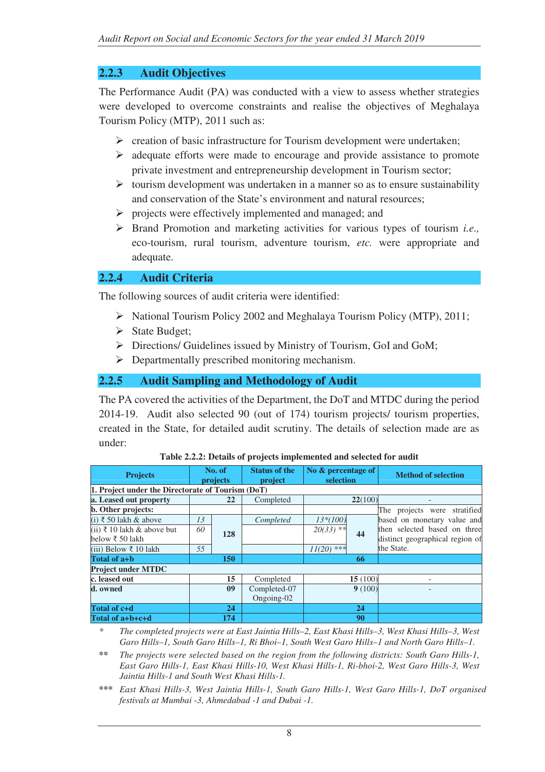### 2.2.3 Audit Objectives

The Performance Audit (PA) was conducted with a view to assess whether strategies were developed to overcome constraints and realise the objectives of Meghalaya Tourism Policy (MTP), 2011 such as:

- creation of basic infrastructure for Tourism development were undertaken;
- adequate efforts were made to encourage and provide assistance to promote private investment and entrepreneurship development in Tourism sector;
- tourism development was undertaken in a manner so as to ensure sustainability and conservation of the State's environment and natural resources;
- projects were effectively implemented and managed; and
- Brand Promotion and marketing activities for various types of tourism *i.e.,* eco-tourism, rural tourism, adventure tourism, *etc.* were appropriate and adequate.

### 2.2.4 Audit Criteria

The following sources of audit criteria were identified:

- National Tourism Policy 2002 and Meghalaya Tourism Policy (MTP), 2011;
- State Budget;
- Directions/ Guidelines issued by Ministry of Tourism, GoI and GoM;
- Departmentally prescribed monitoring mechanism.

### 2.2.5 Audit Sampling and Methodology of Audit

The PA covered the activities of the Department, the DoT and MTDC during the period 2014-19. Audit also selected 90 (out of 174) tourism projects/ tourism properties, created in the State, for detailed audit scrutiny. The details of selection made are as under:

**Table 2.2.2: Details of projects implemented and selected for audit**

| Projects | No. of projects | | Status of the project | No & percentage of selection | | Method of selection |
|---|---|---|---|---|---|---|
| **1. Project under the Directorate of Tourism (DoT)** | | | | | | |
| **a. Leased out property** | | **22** | Completed | | **22**(100) | - |
| **b. Other projects:** | | | | | | The projects were stratified based on monetary value and then selected based on three distinct geographical region of the State. |
| (i) ₹ 50 lakh & above | *13* | 128 | *Completed* | *13*(100)* | 44 | |
| (ii) ₹ 10 lakh & above but below ₹ 50 lakh | *60* | | | *20(33) *** | | |
| (iii) Below ₹ 10 lakh | *55* | | | *11(20) **** | | |
| **Total of a+b** | | **150** | | | **66** | |
| **Project under MTDC** | | | | | | |
| **c. leased out** | | **15** | Completed | | **15** (100) | - |
| **d. owned** | | **09** | Completed-07 Ongoing-02 | | **9** (100) | - |
| **Total of c+d** | | **24** | | | **24** | |
| **Total of a+b+c+d** | | **174** | | | **90** | |

\* *The completed projects were at East Jaintia Hills–2, East Khasi Hills–3, West Khasi Hills–3, West Garo Hills–1, South Garo Hills–1, Ri Bhoi–1, South West Garo Hills–1 and North Garo Hills–1.*

\*\* *The projects were selected based on the region from the following districts: South Garo Hills-1, East Garo Hills-1, East Khasi Hills-10, West Khasi Hills-1, Ri-bhoi-2, West Garo Hills-3, West Jaintia Hills-1 and South West Khasi Hills-1.*

\*\*\* *East Khasi Hills-3, West Jaintia Hills-1, South Garo Hills-1, West Garo Hills-1, DoT organised festivals at Mumbai -3, Ahmedabad -1 and Dubai -1.*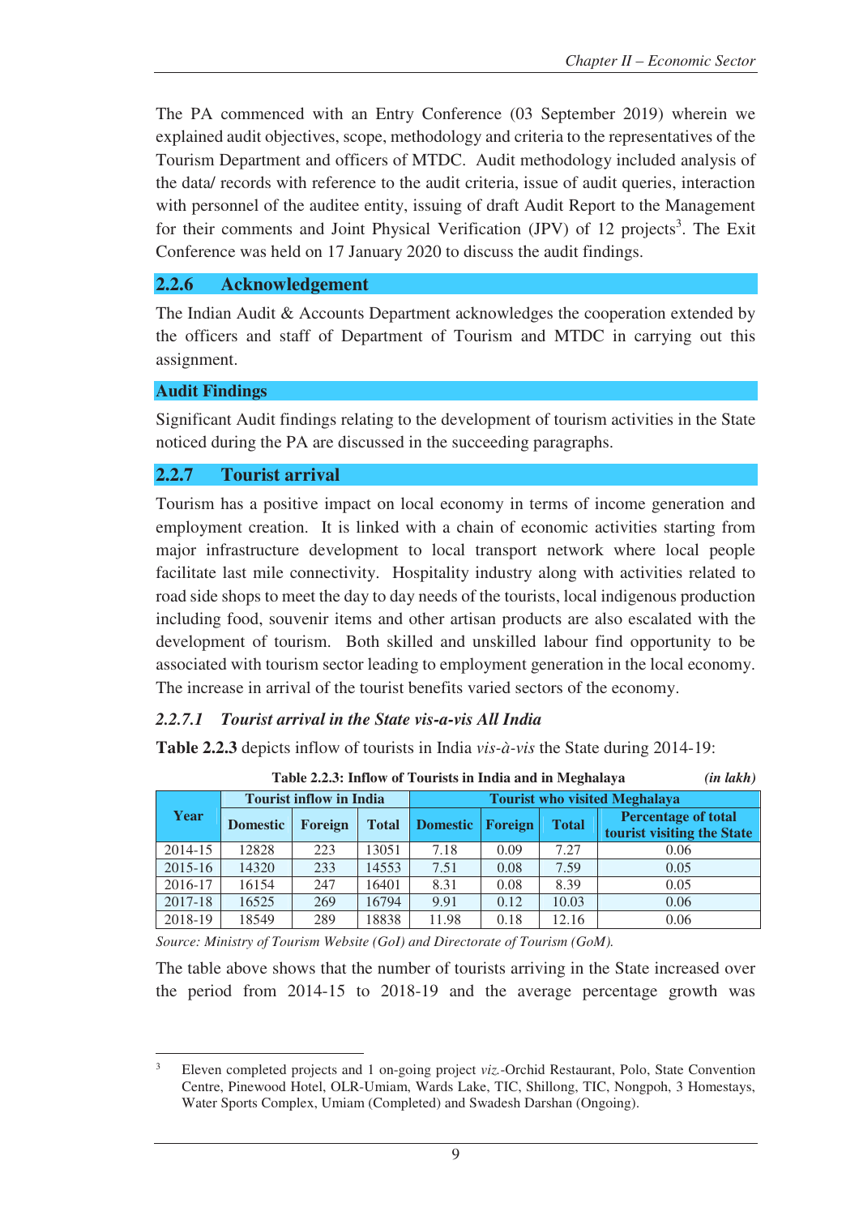The PA commenced with an Entry Conference (03 September 2019) wherein we explained audit objectives, scope, methodology and criteria to the representatives of the Tourism Department and officers of MTDC. Audit methodology included analysis of the data/ records with reference to the audit criteria, issue of audit queries, interaction with personnel of the auditee entity, issuing of draft Audit Report to the Management for their comments and Joint Physical Verification (JPV) of 12 projects[3]. The Exit Conference was held on 17 January 2020 to discuss the audit findings.

### 2.2.6 Acknowledgement

The Indian Audit & Accounts Department acknowledges the cooperation extended by the officers and staff of Department of Tourism and MTDC in carrying out this assignment.

## Audit Findings

Significant Audit findings relating to the development of tourism activities in the State noticed during the PA are discussed in the succeeding paragraphs.

### 2.2.7 Tourist arrival

Tourism has a positive impact on local economy in terms of income generation and employment creation. It is linked with a chain of economic activities starting from major infrastructure development to local transport network where local people facilitate last mile connectivity. Hospitality industry along with activities related to road side shops to meet the day to day needs of the tourists, local indigenous production including food, souvenir items and other artisan products are also escalated with the development of tourism. Both skilled and unskilled labour find opportunity to be associated with tourism sector leading to employment generation in the local economy. The increase in arrival of the tourist benefits varied sectors of the economy.

#### *2.2.7.1 Tourist arrival in the State vis-a-vis All India*

**Table 2.2.3** depicts inflow of tourists in India *vis-à-vis* the State during 2014-19:

**Table 2.2.3: Inflow of Tourists in India and in Meghalaya** *(in lakh)*

| Year | Tourist inflow in India | | | Tourist who visited Meghalaya | | | |
|---|---|---|---|---|---|---|---|
| | Domestic | Foreign | Total | Domestic | Foreign | Total | Percentage of total tourist visiting the State |
| 2014-15 | 12828 | 223 | 13051 | 7.18 | 0.09 | 7.27 | 0.06 |
| 2015-16 | 14320 | 233 | 14553 | 7.51 | 0.08 | 7.59 | 0.05 |
| 2016-17 | 16154 | 247 | 16401 | 8.31 | 0.08 | 8.39 | 0.05 |
| 2017-18 | 16525 | 269 | 16794 | 9.91 | 0.12 | 10.03 | 0.06 |
| 2018-19 | 18549 | 289 | 18838 | 11.98 | 0.18 | 12.16 | 0.06 |

*Source: Ministry of Tourism Website (GoI) and Directorate of Tourism (GoM).*

The table above shows that the number of tourists arriving in the State increased over the period from 2014-15 to 2018-19 and the average percentage growth was

---

[3] Eleven completed projects and 1 on-going project *viz.*-Orchid Restaurant, Polo, State Convention Centre, Pinewood Hotel, OLR-Umiam, Wards Lake, TIC, Shillong, TIC, Nongpoh, 3 Homestays, Water Sports Complex, Umiam (Completed) and Swadesh Darshan (Ongoing).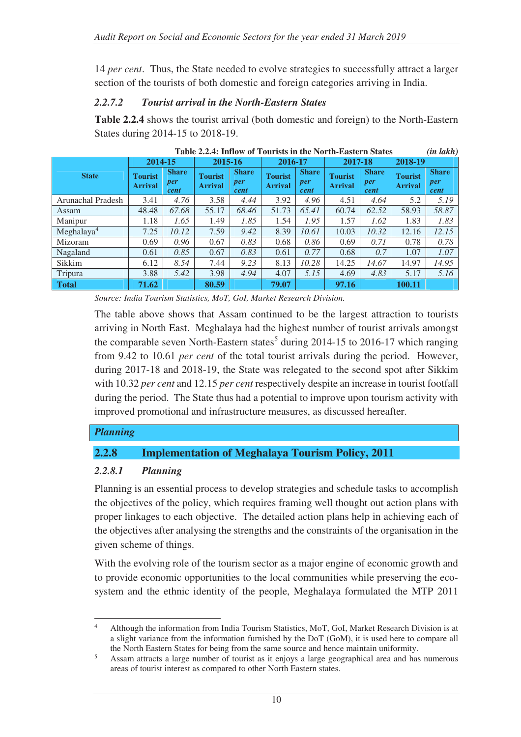14 *per cent*. Thus, the State needed to evolve strategies to successfully attract a larger section of the tourists of both domestic and foreign categories arriving in India.

### *2.2.7.2 Tourist arrival in the North-Eastern States*

**Table 2.2.4** shows the tourist arrival (both domestic and foreign) to the North-Eastern States during 2014-15 to 2018-19.

**Table 2.2.4: Inflow of Tourists in the North-Eastern States** *(in lakh)*

| State | 2014-15 | | 2015-16 | | 2016-17 | | 2017-18 | | 2018-19 | |
|---|---|---|---|---|---|---|---|---|---|---|
| | Tourist Arrival | Share *per cent* | Tourist Arrival | Share *per cent* | Tourist Arrival | Share *per cent* | Tourist Arrival | Share *per cent* | Tourist Arrival | Share *per cent* |
| Arunachal Pradesh | 3.41 | *4.76* | 3.58 | *4.44* | 3.92 | *4.96* | 4.51 | *4.64* | 5.2 | *5.19* |
| Assam | 48.48 | *67.68* | 55.17 | *68.46* | 51.73 | *65.41* | 60.74 | *62.52* | 58.93 | *58.87* |
| Manipur | 1.18 | *1.65* | 1.49 | *1.85* | 1.54 | *1.95* | 1.57 | *1.62* | 1.83 | *1.83* |
| Meghalaya[4] | 7.25 | *10.12* | 7.59 | *9.42* | 8.39 | *10.61* | 10.03 | *10.32* | 12.16 | *12.15* |
| Mizoram | 0.69 | *0.96* | 0.67 | *0.83* | 0.68 | *0.86* | 0.69 | *0.71* | 0.78 | *0.78* |
| Nagaland | 0.61 | *0.85* | 0.67 | *0.83* | 0.61 | *0.77* | 0.68 | *0.7* | 1.07 | *1.07* |
| Sikkim | 6.12 | *8.54* | 7.44 | *9.23* | 8.13 | *10.28* | 14.25 | *14.67* | 14.97 | *14.95* |
| Tripura | 3.88 | *5.42* | 3.98 | *4.94* | 4.07 | *5.15* | 4.69 | *4.83* | 5.17 | *5.16* |
| **Total** | **71.62** | | **80.59** | | **79.07** | | **97.16** | | **100.11** | |

*Source: India Tourism Statistics, MoT, GoI, Market Research Division.*

The table above shows that Assam continued to be the largest attraction to tourists arriving in North East. Meghalaya had the highest number of tourist arrivals amongst the comparable seven North-Eastern states[5] during 2014-15 to 2016-17 which ranging from 9.42 to 10.61 *per cent* of the total tourist arrivals during the period. However, during 2017-18 and 2018-19, the State was relegated to the second spot after Sikkim with 10.32 *per cent* and 12.15 *per cent* respectively despite an increase in tourist footfall during the period. The State thus had a potential to improve upon tourism activity with improved promotional and infrastructure measures, as discussed hereafter.

***Planning***

## 2.2.8 Implementation of Meghalaya Tourism Policy, 2011

### *2.2.8.1 Planning*

Planning is an essential process to develop strategies and schedule tasks to accomplish the objectives of the policy, which requires framing well thought out action plans with proper linkages to each objective. The detailed action plans help in achieving each of the objectives after analysing the strengths and the constraints of the organisation in the given scheme of things.

With the evolving role of the tourism sector as a major engine of economic growth and to provide economic opportunities to the local communities while preserving the eco-system and the ethnic identity of the people, Meghalaya formulated the MTP 2011

---

[4] Although the information from India Tourism Statistics, MoT, GoI, Market Research Division is at a slight variance from the information furnished by the DoT (GoM), it is used here to compare all the North Eastern States for being from the same source and hence maintain uniformity.

[5] Assam attracts a large number of tourist as it enjoys a large geographical area and has numerous areas of tourist interest as compared to other North Eastern states.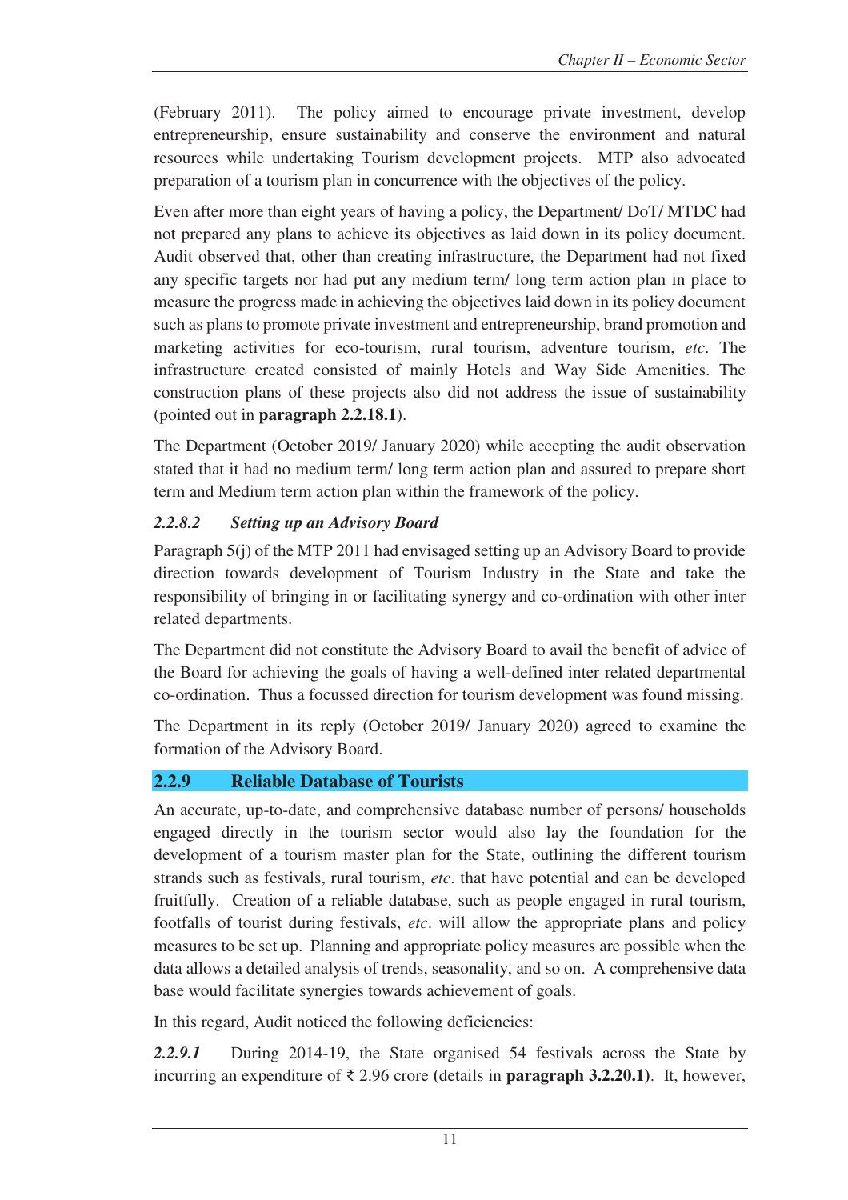(February 2011). The policy aimed to encourage private investment, develop entrepreneurship, ensure sustainability and conserve the environment and natural resources while undertaking Tourism development projects. MTP also advocated preparation of a tourism plan in concurrence with the objectives of the policy.

Even after more than eight years of having a policy, the Department/ DoT/ MTDC had not prepared any plans to achieve its objectives as laid down in its policy document. Audit observed that, other than creating infrastructure, the Department had not fixed any specific targets nor had put any medium term/ long term action plan in place to measure the progress made in achieving the objectives laid down in its policy document such as plans to promote private investment and entrepreneurship, brand promotion and marketing activities for eco-tourism, rural tourism, adventure tourism, *etc*. The infrastructure created consisted of mainly Hotels and Way Side Amenities. The construction plans of these projects also did not address the issue of sustainability (pointed out in **paragraph 2.2.18.1**).

The Department (October 2019/ January 2020) while accepting the audit observation stated that it had no medium term/ long term action plan and assured to prepare short term and Medium term action plan within the framework of the policy.

#### *2.2.8.2 Setting up an Advisory Board*

Paragraph 5(j) of the MTP 2011 had envisaged setting up an Advisory Board to provide direction towards development of Tourism Industry in the State and take the responsibility of bringing in or facilitating synergy and co-ordination with other inter related departments.

The Department did not constitute the Advisory Board to avail the benefit of advice of the Board for achieving the goals of having a well-defined inter related departmental co-ordination. Thus a focussed direction for tourism development was found missing.

The Department in its reply (October 2019/ January 2020) agreed to examine the formation of the Advisory Board.

### 2.2.9 Reliable Database of Tourists

An accurate, up-to-date, and comprehensive database number of persons/ households engaged directly in the tourism sector would also lay the foundation for the development of a tourism master plan for the State, outlining the different tourism strands such as festivals, rural tourism, *etc*. that have potential and can be developed fruitfully. Creation of a reliable database, such as people engaged in rural tourism, footfalls of tourist during festivals, *etc*. will allow the appropriate plans and policy measures to be set up. Planning and appropriate policy measures are possible when the data allows a detailed analysis of trends, seasonality, and so on. A comprehensive data base would facilitate synergies towards achievement of goals.

In this regard, Audit noticed the following deficiencies:

***2.2.9.1*** During 2014-19, the State organised 54 festivals across the State by incurring an expenditure of ₹ 2.96 crore (details in **paragraph 3.2.20.1**). It, however,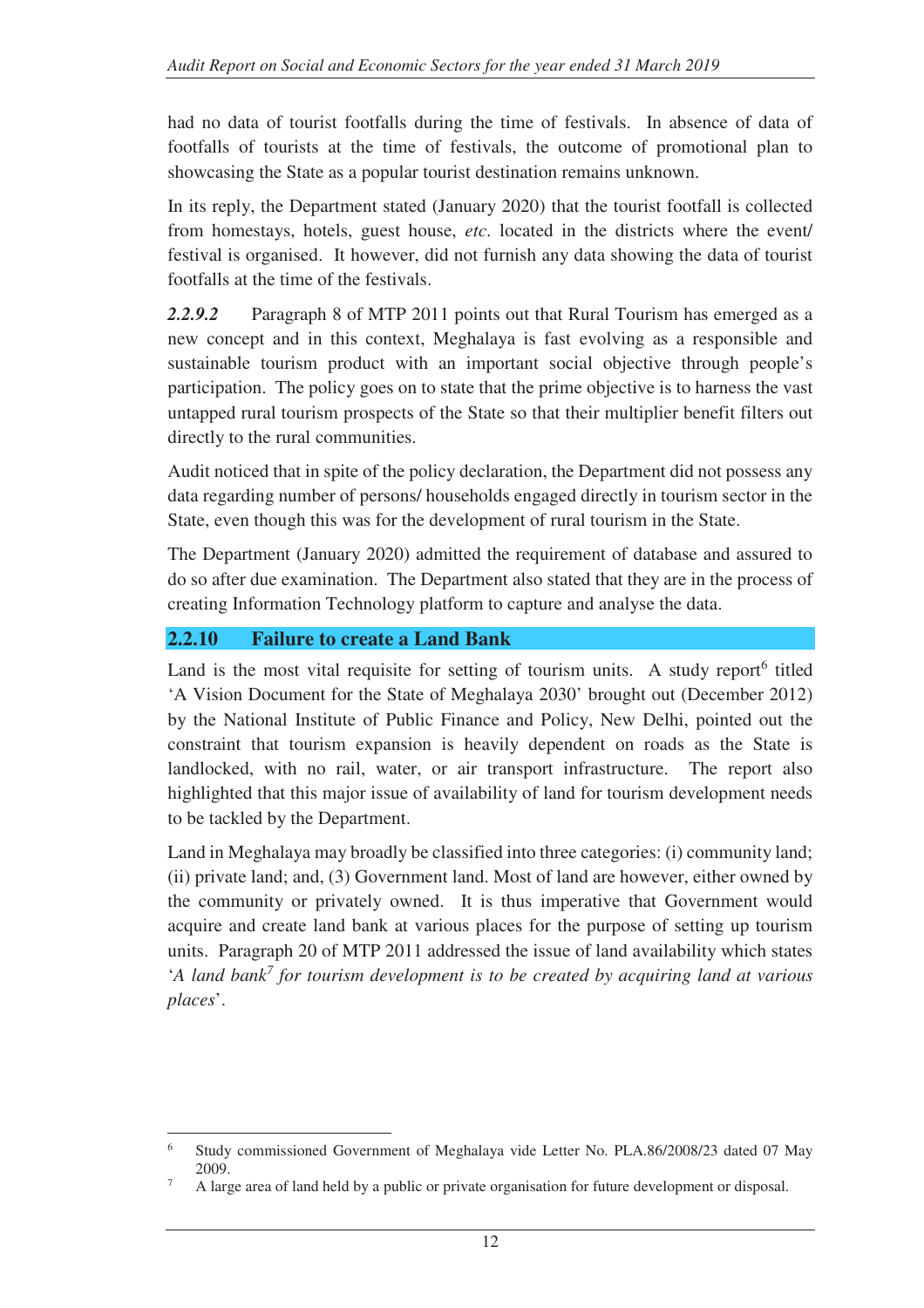had no data of tourist footfalls during the time of festivals. In absence of data of footfalls of tourists at the time of festivals, the outcome of promotional plan to showcasing the State as a popular tourist destination remains unknown.

In its reply, the Department stated (January 2020) that the tourist footfall is collected from homestays, hotels, guest house, *etc*. located in the districts where the event/ festival is organised. It however, did not furnish any data showing the data of tourist footfalls at the time of the festivals.

***2.2.9.2*** Paragraph 8 of MTP 2011 points out that Rural Tourism has emerged as a new concept and in this context, Meghalaya is fast evolving as a responsible and sustainable tourism product with an important social objective through people's participation. The policy goes on to state that the prime objective is to harness the vast untapped rural tourism prospects of the State so that their multiplier benefit filters out directly to the rural communities.

Audit noticed that in spite of the policy declaration, the Department did not possess any data regarding number of persons/ households engaged directly in tourism sector in the State, even though this was for the development of rural tourism in the State.

The Department (January 2020) admitted the requirement of database and assured to do so after due examination. The Department also stated that they are in the process of creating Information Technology platform to capture and analyse the data.

### 2.2.10 Failure to create a Land Bank

Land is the most vital requisite for setting of tourism units. A study report[6] titled 'A Vision Document for the State of Meghalaya 2030' brought out (December 2012) by the National Institute of Public Finance and Policy, New Delhi, pointed out the constraint that tourism expansion is heavily dependent on roads as the State is landlocked, with no rail, water, or air transport infrastructure. The report also highlighted that this major issue of availability of land for tourism development needs to be tackled by the Department.

Land in Meghalaya may broadly be classified into three categories: (i) community land; (ii) private land; and, (3) Government land. Most of land are however, either owned by the community or privately owned. It is thus imperative that Government would acquire and create land bank at various places for the purpose of setting up tourism units. Paragraph 20 of MTP 2011 addressed the issue of land availability which states '*A land bank*[7] *for tourism development is to be created by acquiring land at various places*'.

---

[6] Study commissioned Government of Meghalaya vide Letter No. PLA.86/2008/23 dated 07 May 2009.

[7] A large area of land held by a public or private organisation for future development or disposal.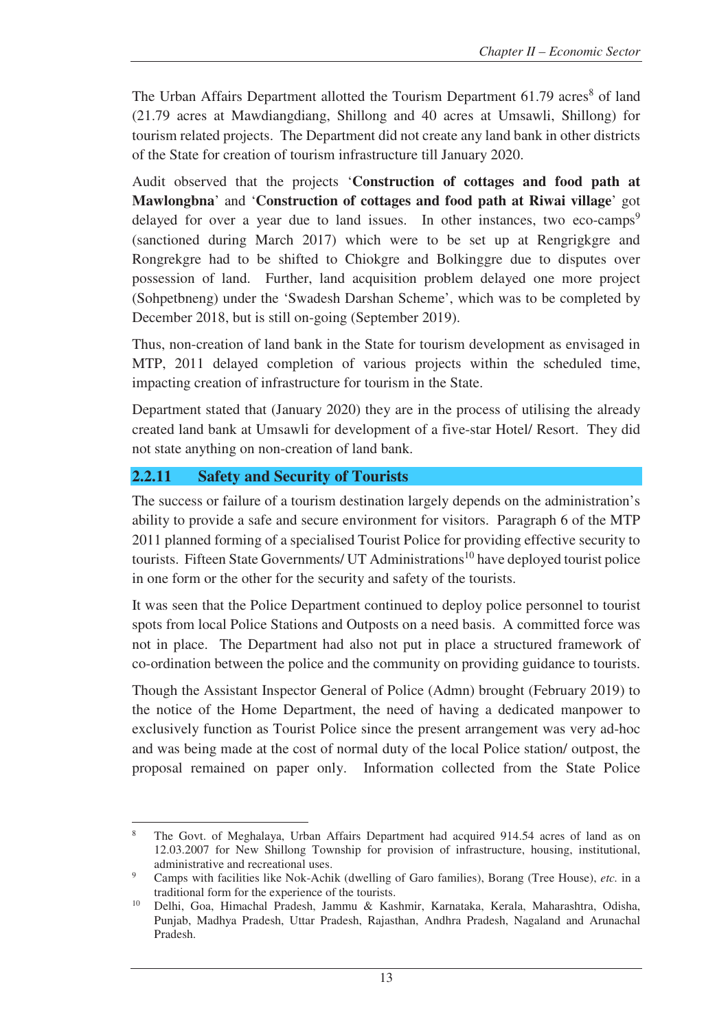The Urban Affairs Department allotted the Tourism Department 61.79 acres[8] of land (21.79 acres at Mawdiangdiang, Shillong and 40 acres at Umsawli, Shillong) for tourism related projects. The Department did not create any land bank in other districts of the State for creation of tourism infrastructure till January 2020.

Audit observed that the projects '**Construction of cottages and food path at Mawlongbna**' and '**Construction of cottages and food path at Riwai village**' got delayed for over a year due to land issues. In other instances, two eco-camps[9] (sanctioned during March 2017) which were to be set up at Rengrigkgre and Rongrekgre had to be shifted to Chiokgre and Bolkinggre due to disputes over possession of land. Further, land acquisition problem delayed one more project (Sohpetbneng) under the 'Swadesh Darshan Scheme', which was to be completed by December 2018, but is still on-going (September 2019).

Thus, non-creation of land bank in the State for tourism development as envisaged in MTP, 2011 delayed completion of various projects within the scheduled time, impacting creation of infrastructure for tourism in the State.

Department stated that (January 2020) they are in the process of utilising the already created land bank at Umsawli for development of a five-star Hotel/ Resort. They did not state anything on non-creation of land bank.

### 2.2.11 Safety and Security of Tourists

The success or failure of a tourism destination largely depends on the administration's ability to provide a safe and secure environment for visitors. Paragraph 6 of the MTP 2011 planned forming of a specialised Tourist Police for providing effective security to tourists. Fifteen State Governments/ UT Administrations[10] have deployed tourist police in one form or the other for the security and safety of the tourists.

It was seen that the Police Department continued to deploy police personnel to tourist spots from local Police Stations and Outposts on a need basis. A committed force was not in place. The Department had also not put in place a structured framework of co-ordination between the police and the community on providing guidance to tourists.

Though the Assistant Inspector General of Police (Admn) brought (February 2019) to the notice of the Home Department, the need of having a dedicated manpower to exclusively function as Tourist Police since the present arrangement was very ad-hoc and was being made at the cost of normal duty of the local Police station/ outpost, the proposal remained on paper only. Information collected from the State Police

---

[8] The Govt. of Meghalaya, Urban Affairs Department had acquired 914.54 acres of land as on 12.03.2007 for New Shillong Township for provision of infrastructure, housing, institutional, administrative and recreational uses.

[9] Camps with facilities like Nok-Achik (dwelling of Garo families), Borang (Tree House), *etc.* in a traditional form for the experience of the tourists.

[10] Delhi, Goa, Himachal Pradesh, Jammu & Kashmir, Karnataka, Kerala, Maharashtra, Odisha, Punjab, Madhya Pradesh, Uttar Pradesh, Rajasthan, Andhra Pradesh, Nagaland and Arunachal Pradesh.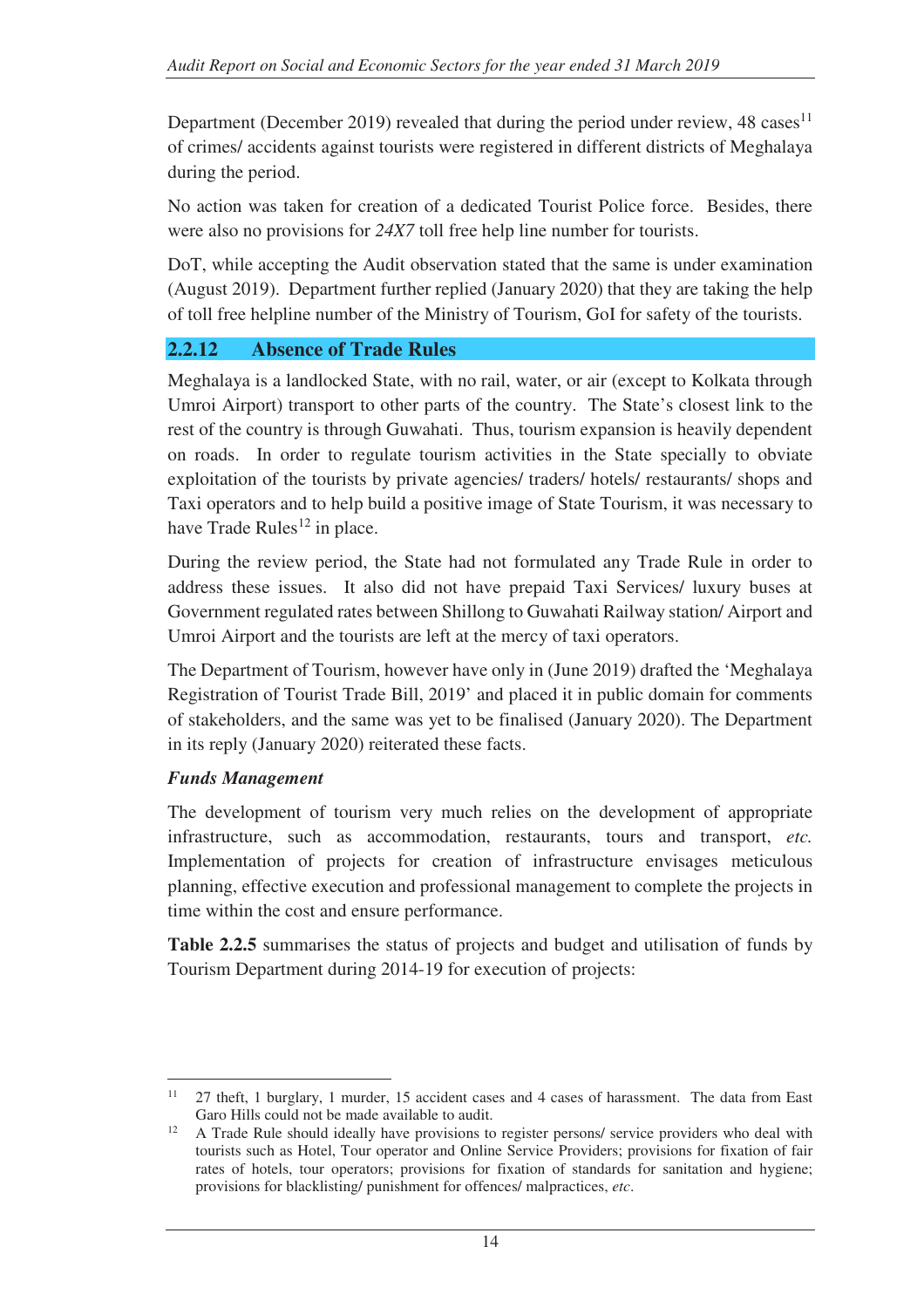Department (December 2019) revealed that during the period under review, 48 cases[11] of crimes/ accidents against tourists were registered in different districts of Meghalaya during the period.

No action was taken for creation of a dedicated Tourist Police force. Besides, there were also no provisions for *24X7* toll free help line number for tourists.

DoT, while accepting the Audit observation stated that the same is under examination (August 2019). Department further replied (January 2020) that they are taking the help of toll free helpline number of the Ministry of Tourism, GoI for safety of the tourists.

### 2.2.12 Absence of Trade Rules

Meghalaya is a landlocked State, with no rail, water, or air (except to Kolkata through Umroi Airport) transport to other parts of the country. The State's closest link to the rest of the country is through Guwahati. Thus, tourism expansion is heavily dependent on roads. In order to regulate tourism activities in the State specially to obviate exploitation of the tourists by private agencies/ traders/ hotels/ restaurants/ shops and Taxi operators and to help build a positive image of State Tourism, it was necessary to have Trade Rules[12] in place.

During the review period, the State had not formulated any Trade Rule in order to address these issues. It also did not have prepaid Taxi Services/ luxury buses at Government regulated rates between Shillong to Guwahati Railway station/ Airport and Umroi Airport and the tourists are left at the mercy of taxi operators.

The Department of Tourism, however have only in (June 2019) drafted the 'Meghalaya Registration of Tourist Trade Bill, 2019' and placed it in public domain for comments of stakeholders, and the same was yet to be finalised (January 2020). The Department in its reply (January 2020) reiterated these facts.

***Funds Management***

The development of tourism very much relies on the development of appropriate infrastructure, such as accommodation, restaurants, tours and transport, *etc.* Implementation of projects for creation of infrastructure envisages meticulous planning, effective execution and professional management to complete the projects in time within the cost and ensure performance.

**Table 2.2.5** summarises the status of projects and budget and utilisation of funds by Tourism Department during 2014-19 for execution of projects:

---

[11] 27 theft, 1 burglary, 1 murder, 15 accident cases and 4 cases of harassment. The data from East Garo Hills could not be made available to audit.

[12] A Trade Rule should ideally have provisions to register persons/ service providers who deal with tourists such as Hotel, Tour operator and Online Service Providers; provisions for fixation of fair rates of hotels, tour operators; provisions for fixation of standards for sanitation and hygiene; provisions for blacklisting/ punishment for offences/ malpractices, *etc*.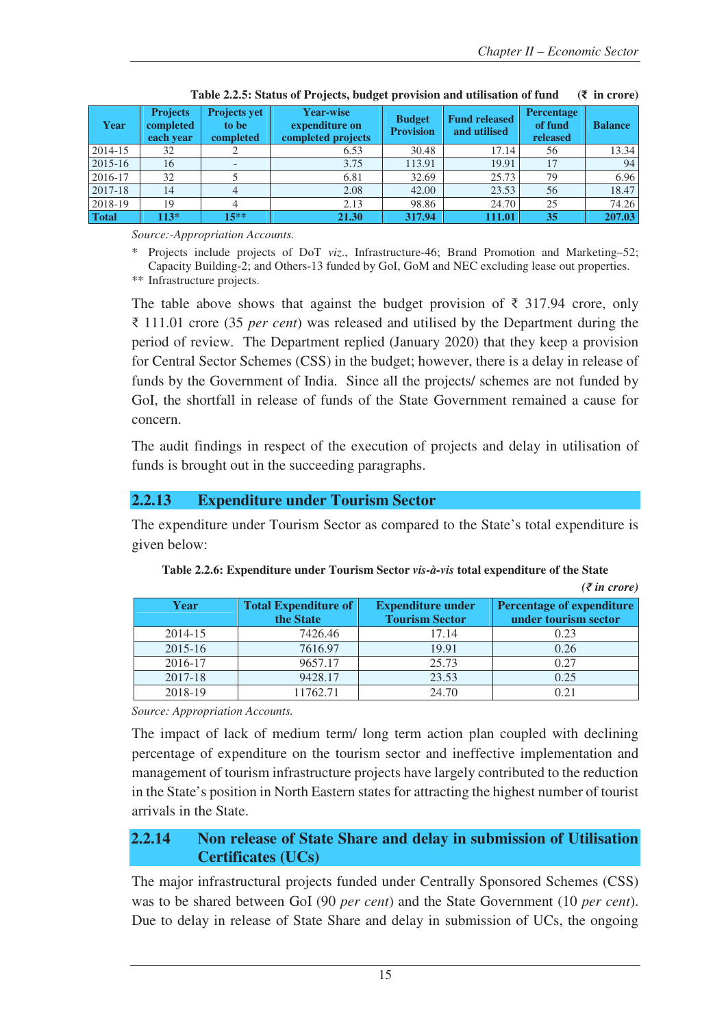**Table 2.2.5: Status of Projects, budget provision and utilisation of fund (₹ in crore)**

| Year | Projects completed each year | Projects yet to be completed | Year-wise expenditure on completed projects | Budget Provision | Fund released and utilised | Percentage of fund released | Balance |
|---|---|---|---|---|---|---|---|
| 2014-15 | 32 | 2 | 6.53 | 30.48 | 17.14 | 56 | 13.34 |
| 2015-16 | 16 | - | 3.75 | 113.91 | 19.91 | 17 | 94 |
| 2016-17 | 32 | 5 | 6.81 | 32.69 | 25.73 | 79 | 6.96 |
| 2017-18 | 14 | 4 | 2.08 | 42.00 | 23.53 | 56 | 18.47 |
| 2018-19 | 19 | 4 | 2.13 | 98.86 | 24.70 | 25 | 74.26 |
| **Total** | **113*** | **15**** | **21.30** | **317.94** | **111.01** | **35** | **207.03** |

*Source:-Appropriation Accounts.*

\* Projects include projects of DoT *viz.*, Infrastructure-46; Brand Promotion and Marketing–52; Capacity Building-2; and Others-13 funded by GoI, GoM and NEC excluding lease out properties.

** Infrastructure projects.

The table above shows that against the budget provision of ₹ 317.94 crore, only ₹ 111.01 crore (35 *per cent*) was released and utilised by the Department during the period of review. The Department replied (January 2020) that they keep a provision for Central Sector Schemes (CSS) in the budget; however, there is a delay in release of funds by the Government of India. Since all the projects/ schemes are not funded by GoI, the shortfall in release of funds of the State Government remained a cause for concern.

The audit findings in respect of the execution of projects and delay in utilisation of funds is brought out in the succeeding paragraphs.

## 2.2.13 Expenditure under Tourism Sector

The expenditure under Tourism Sector as compared to the State's total expenditure is given below:

**Table 2.2.6: Expenditure under Tourism Sector *vis-à-vis* total expenditure of the State**

*(₹ in crore)*

| Year | Total Expenditure of the State | Expenditure under Tourism Sector | Percentage of expenditure under tourism sector |
|---|---|---|---|
| 2014-15 | 7426.46 | 17.14 | 0.23 |
| 2015-16 | 7616.97 | 19.91 | 0.26 |
| 2016-17 | 9657.17 | 25.73 | 0.27 |
| 2017-18 | 9428.17 | 23.53 | 0.25 |
| 2018-19 | 11762.71 | 24.70 | 0.21 |

*Source: Appropriation Accounts.*

The impact of lack of medium term/ long term action plan coupled with declining percentage of expenditure on the tourism sector and ineffective implementation and management of tourism infrastructure projects have largely contributed to the reduction in the State's position in North Eastern states for attracting the highest number of tourist arrivals in the State.

## 2.2.14 Non release of State Share and delay in submission of Utilisation Certificates (UCs)

The major infrastructural projects funded under Centrally Sponsored Schemes (CSS) was to be shared between GoI (90 *per cent*) and the State Government (10 *per cent*). Due to delay in release of State Share and delay in submission of UCs, the ongoing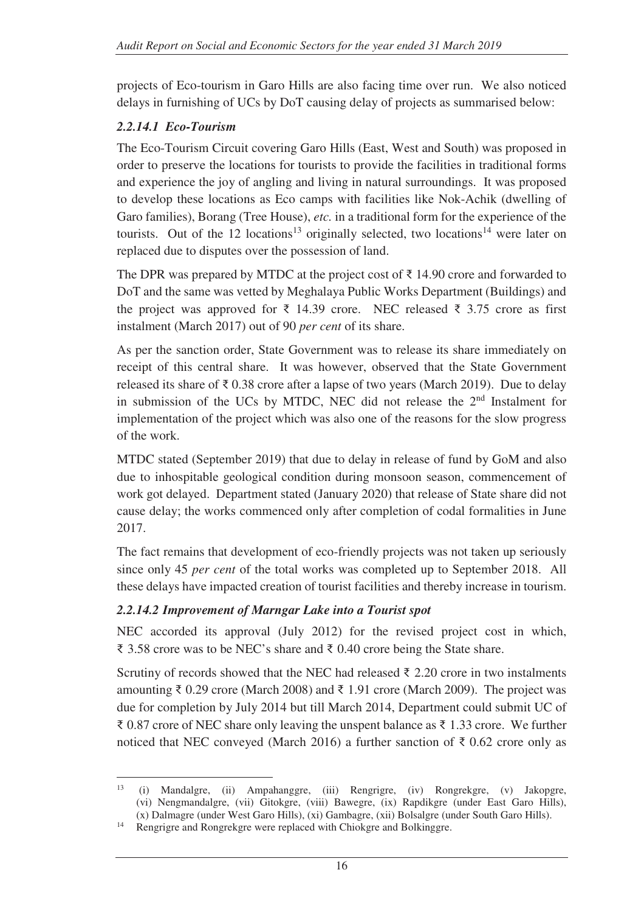projects of Eco-tourism in Garo Hills are also facing time over run. We also noticed delays in furnishing of UCs by DoT causing delay of projects as summarised below:

### *2.2.14.1 Eco-Tourism*

The Eco-Tourism Circuit covering Garo Hills (East, West and South) was proposed in order to preserve the locations for tourists to provide the facilities in traditional forms and experience the joy of angling and living in natural surroundings. It was proposed to develop these locations as Eco camps with facilities like Nok-Achik (dwelling of Garo families), Borang (Tree House), *etc.* in a traditional form for the experience of the tourists. Out of the 12 locations[13] originally selected, two locations[14] were later on replaced due to disputes over the possession of land.

The DPR was prepared by MTDC at the project cost of ₹ 14.90 crore and forwarded to DoT and the same was vetted by Meghalaya Public Works Department (Buildings) and the project was approved for ₹ 14.39 crore. NEC released ₹ 3.75 crore as first instalment (March 2017) out of 90 *per cent* of its share.

As per the sanction order, State Government was to release its share immediately on receipt of this central share. It was however, observed that the State Government released its share of ₹ 0.38 crore after a lapse of two years (March 2019). Due to delay in submission of the UCs by MTDC, NEC did not release the 2nd Instalment for implementation of the project which was also one of the reasons for the slow progress of the work.

MTDC stated (September 2019) that due to delay in release of fund by GoM and also due to inhospitable geological condition during monsoon season, commencement of work got delayed. Department stated (January 2020) that release of State share did not cause delay; the works commenced only after completion of codal formalities in June 2017.

The fact remains that development of eco-friendly projects was not taken up seriously since only 45 *per cent* of the total works was completed up to September 2018. All these delays have impacted creation of tourist facilities and thereby increase in tourism.

### *2.2.14.2 Improvement of Marngar Lake into a Tourist spot*

NEC accorded its approval (July 2012) for the revised project cost in which, ₹ 3.58 crore was to be NEC's share and ₹ 0.40 crore being the State share.

Scrutiny of records showed that the NEC had released ₹ 2.20 crore in two instalments amounting ₹ 0.29 crore (March 2008) and ₹ 1.91 crore (March 2009). The project was due for completion by July 2014 but till March 2014, Department could submit UC of ₹ 0.87 crore of NEC share only leaving the unspent balance as ₹ 1.33 crore. We further noticed that NEC conveyed (March 2016) a further sanction of ₹ 0.62 crore only as

---

[13] (i) Mandalgre, (ii) Ampahanggre, (iii) Rengrigre, (iv) Rongrekgre, (v) Jakopgre, (vi) Nengmandalgre, (vii) Gitokgre, (viii) Bawegre, (ix) Rapdikgre (under East Garo Hills), (x) Dalmagre (under West Garo Hills), (xi) Gambagre, (xii) Bolsalgre (under South Garo Hills).

[14] Rengrigre and Rongrekgre were replaced with Chiokgre and Bolkinggre.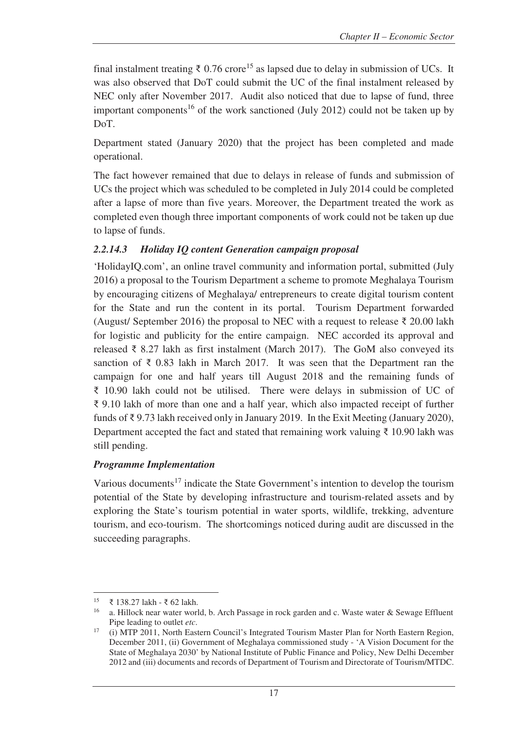final instalment treating ₹ 0.76 crore[15] as lapsed due to delay in submission of UCs. It was also observed that DoT could submit the UC of the final instalment released by NEC only after November 2017. Audit also noticed that due to lapse of fund, three important components[16] of the work sanctioned (July 2012) could not be taken up by DoT.

Department stated (January 2020) that the project has been completed and made operational.

The fact however remained that due to delays in release of funds and submission of UCs the project which was scheduled to be completed in July 2014 could be completed after a lapse of more than five years. Moreover, the Department treated the work as completed even though three important components of work could not be taken up due to lapse of funds.

#### *2.2.14.3 Holiday IQ content Generation campaign proposal*

'HolidayIQ.com', an online travel community and information portal, submitted (July 2016) a proposal to the Tourism Department a scheme to promote Meghalaya Tourism by encouraging citizens of Meghalaya/ entrepreneurs to create digital tourism content for the State and run the content in its portal. Tourism Department forwarded (August/ September 2016) the proposal to NEC with a request to release ₹ 20.00 lakh for logistic and publicity for the entire campaign. NEC accorded its approval and released ₹ 8.27 lakh as first instalment (March 2017). The GoM also conveyed its sanction of ₹ 0.83 lakh in March 2017. It was seen that the Department ran the campaign for one and half years till August 2018 and the remaining funds of ₹ 10.90 lakh could not be utilised. There were delays in submission of UC of ₹ 9.10 lakh of more than one and a half year, which also impacted receipt of further funds of ₹ 9.73 lakh received only in January 2019. In the Exit Meeting (January 2020), Department accepted the fact and stated that remaining work valuing ₹ 10.90 lakh was still pending.

#### *Programme Implementation*

Various documents[17] indicate the State Government's intention to develop the tourism potential of the State by developing infrastructure and tourism-related assets and by exploring the State's tourism potential in water sports, wildlife, trekking, adventure tourism, and eco-tourism. The shortcomings noticed during audit are discussed in the succeeding paragraphs.

---

[15] ₹ 138.27 lakh - ₹ 62 lakh.

[16] a. Hillock near water world, b. Arch Passage in rock garden and c. Waste water & Sewage Effluent Pipe leading to outlet *etc*.

[17] (i) MTP 2011, North Eastern Council's Integrated Tourism Master Plan for North Eastern Region, December 2011, (ii) Government of Meghalaya commissioned study - 'A Vision Document for the State of Meghalaya 2030' by National Institute of Public Finance and Policy, New Delhi December 2012 and (iii) documents and records of Department of Tourism and Directorate of Tourism/MTDC.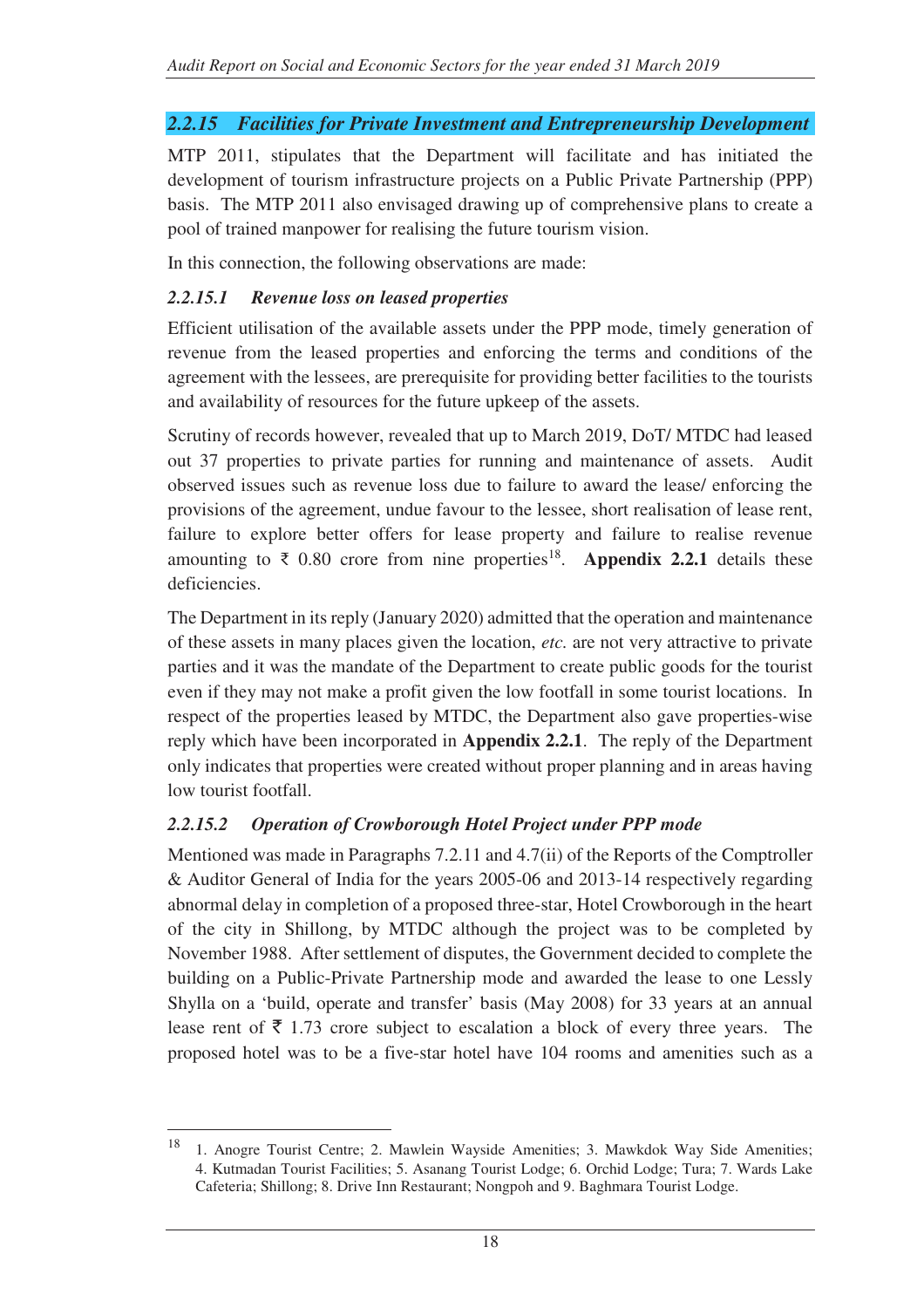### *2.2.15 Facilities for Private Investment and Entrepreneurship Development*

MTP 2011, stipulates that the Department will facilitate and has initiated the development of tourism infrastructure projects on a Public Private Partnership (PPP) basis. The MTP 2011 also envisaged drawing up of comprehensive plans to create a pool of trained manpower for realising the future tourism vision.

In this connection, the following observations are made:

#### *2.2.15.1 Revenue loss on leased properties*

Efficient utilisation of the available assets under the PPP mode, timely generation of revenue from the leased properties and enforcing the terms and conditions of the agreement with the lessees, are prerequisite for providing better facilities to the tourists and availability of resources for the future upkeep of the assets.

Scrutiny of records however, revealed that up to March 2019, DoT/ MTDC had leased out 37 properties to private parties for running and maintenance of assets. Audit observed issues such as revenue loss due to failure to award the lease/ enforcing the provisions of the agreement, undue favour to the lessee, short realisation of lease rent, failure to explore better offers for lease property and failure to realise revenue amounting to ₹ 0.80 crore from nine properties[18]. **Appendix 2.2.1** details these deficiencies.

The Department in its reply (January 2020) admitted that the operation and maintenance of these assets in many places given the location, *etc.* are not very attractive to private parties and it was the mandate of the Department to create public goods for the tourist even if they may not make a profit given the low footfall in some tourist locations. In respect of the properties leased by MTDC, the Department also gave properties-wise reply which have been incorporated in **Appendix 2.2.1**. The reply of the Department only indicates that properties were created without proper planning and in areas having low tourist footfall.

#### *2.2.15.2 Operation of Crowborough Hotel Project under PPP mode*

Mentioned was made in Paragraphs 7.2.11 and 4.7(ii) of the Reports of the Comptroller & Auditor General of India for the years 2005-06 and 2013-14 respectively regarding abnormal delay in completion of a proposed three-star, Hotel Crowborough in the heart of the city in Shillong, by MTDC although the project was to be completed by November 1988. After settlement of disputes, the Government decided to complete the building on a Public-Private Partnership mode and awarded the lease to one Lessly Shylla on a 'build, operate and transfer' basis (May 2008) for 33 years at an annual lease rent of ₹ 1.73 crore subject to escalation a block of every three years. The proposed hotel was to be a five-star hotel have 104 rooms and amenities such as a

---

[18] 1. Anogre Tourist Centre; 2. Mawlein Wayside Amenities; 3. Mawkdok Way Side Amenities; 4. Kutmadan Tourist Facilities; 5. Asanang Tourist Lodge; 6. Orchid Lodge; Tura; 7. Wards Lake Cafeteria; Shillong; 8. Drive Inn Restaurant; Nongpoh and 9. Baghmara Tourist Lodge.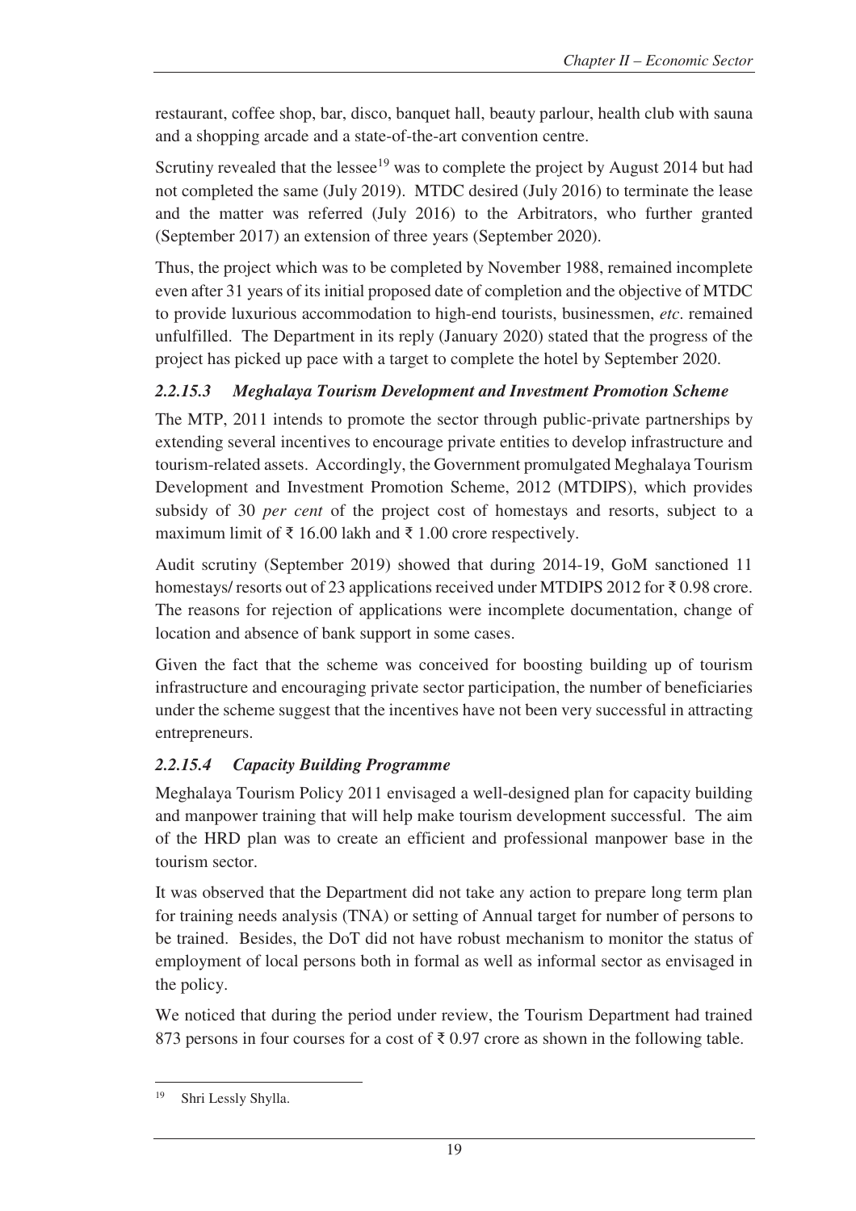restaurant, coffee shop, bar, disco, banquet hall, beauty parlour, health club with sauna and a shopping arcade and a state-of-the-art convention centre.

Scrutiny revealed that the lessee[19] was to complete the project by August 2014 but had not completed the same (July 2019). MTDC desired (July 2016) to terminate the lease and the matter was referred (July 2016) to the Arbitrators, who further granted (September 2017) an extension of three years (September 2020).

Thus, the project which was to be completed by November 1988, remained incomplete even after 31 years of its initial proposed date of completion and the objective of MTDC to provide luxurious accommodation to high-end tourists, businessmen, *etc*. remained unfulfilled. The Department in its reply (January 2020) stated that the progress of the project has picked up pace with a target to complete the hotel by September 2020.

### *2.2.15.3 Meghalaya Tourism Development and Investment Promotion Scheme*

The MTP, 2011 intends to promote the sector through public-private partnerships by extending several incentives to encourage private entities to develop infrastructure and tourism-related assets. Accordingly, the Government promulgated Meghalaya Tourism Development and Investment Promotion Scheme, 2012 (MTDIPS), which provides subsidy of 30 *per cent* of the project cost of homestays and resorts, subject to a maximum limit of ₹ 16.00 lakh and ₹ 1.00 crore respectively.

Audit scrutiny (September 2019) showed that during 2014-19, GoM sanctioned 11 homestays/ resorts out of 23 applications received under MTDIPS 2012 for ₹ 0.98 crore. The reasons for rejection of applications were incomplete documentation, change of location and absence of bank support in some cases.

Given the fact that the scheme was conceived for boosting building up of tourism infrastructure and encouraging private sector participation, the number of beneficiaries under the scheme suggest that the incentives have not been very successful in attracting entrepreneurs.

### *2.2.15.4 Capacity Building Programme*

Meghalaya Tourism Policy 2011 envisaged a well-designed plan for capacity building and manpower training that will help make tourism development successful. The aim of the HRD plan was to create an efficient and professional manpower base in the tourism sector.

It was observed that the Department did not take any action to prepare long term plan for training needs analysis (TNA) or setting of Annual target for number of persons to be trained. Besides, the DoT did not have robust mechanism to monitor the status of employment of local persons both in formal as well as informal sector as envisaged in the policy.

We noticed that during the period under review, the Tourism Department had trained 873 persons in four courses for a cost of ₹ 0.97 crore as shown in the following table.

---

[19] Shri Lessly Shylla.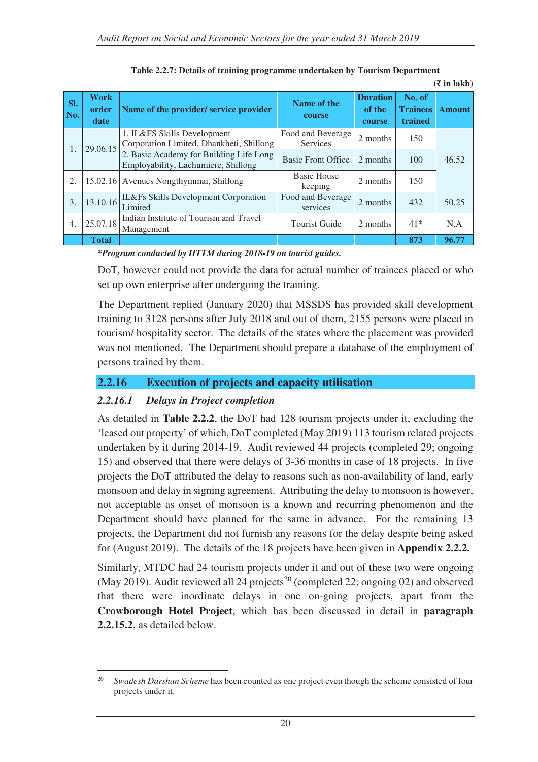**Table 2.2.7: Details of training programme undertaken by Tourism Department**

(₹ in lakh)

| Sl. No. | Work order date | Name of the provider/ service provider | Name of the course | Duration of the course | No. of Trainees trained | Amount |
|---|---|---|---|---|---|---|
| 1. | 29.06.15 | 1. IL&FS Skills Development Corporation Limited, Dhankheti, Shillong | Food and Beverage Services | 2 months | 150 | 46.52 |
| | | 2. Basic Academy for Building Life Long Employability, Lachumiere, Shillong | Basic Front Office | 2 months | 100 | |
| 2. | 15.02.16 | Avenues Nongthymmai, Shillong | Basic House keeping | 2 months | 150 | |
| 3. | 13.10.16 | IL&Fs Skills Development Corporation Limited | Food and Beverage services | 2 months | 432 | 50.25 |
| 4. | 25.07.18 | Indian Institute of Tourism and Travel Management | Tourist Guide | 2 months | 41* | N.A |
| | Total | | | | 873 | 96.77 |

***Program conducted by IITTM during 2018-19 on tourist guides.***

DoT, however could not provide the data for actual number of trainees placed or who set up own enterprise after undergoing the training.

The Department replied (January 2020) that MSSDS has provided skill development training to 3128 persons after July 2018 and out of them, 2155 persons were placed in tourism/ hospitality sector. The details of the states where the placement was provided was not mentioned. The Department should prepare a database of the employment of persons trained by them.

## 2.2.16 Execution of projects and capacity utilisation

### *2.2.16.1 Delays in Project completion*

As detailed in **Table 2.2.2**, the DoT had 128 tourism projects under it, excluding the 'leased out property' of which, DoT completed (May 2019) 113 tourism related projects undertaken by it during 2014-19. Audit reviewed 44 projects (completed 29; ongoing 15) and observed that there were delays of 3-36 months in case of 18 projects. In five projects the DoT attributed the delay to reasons such as non-availability of land, early monsoon and delay in signing agreement. Attributing the delay to monsoon is however, not acceptable as onset of monsoon is a known and recurring phenomenon and the Department should have planned for the same in advance. For the remaining 13 projects, the Department did not furnish any reasons for the delay despite being asked for (August 2019). The details of the 18 projects have been given in **Appendix 2.2.2.**

Similarly, MTDC had 24 tourism projects under it and out of these two were ongoing (May 2019). Audit reviewed all 24 projects[20] (completed 22; ongoing 02) and observed that there were inordinate delays in one on-going projects, apart from the **Crowborough Hotel Project**, which has been discussed in detail in **paragraph 2.2.15.2**, as detailed below.

[20] *Swadesh Darshan Scheme* has been counted as one project even though the scheme consisted of four projects under it.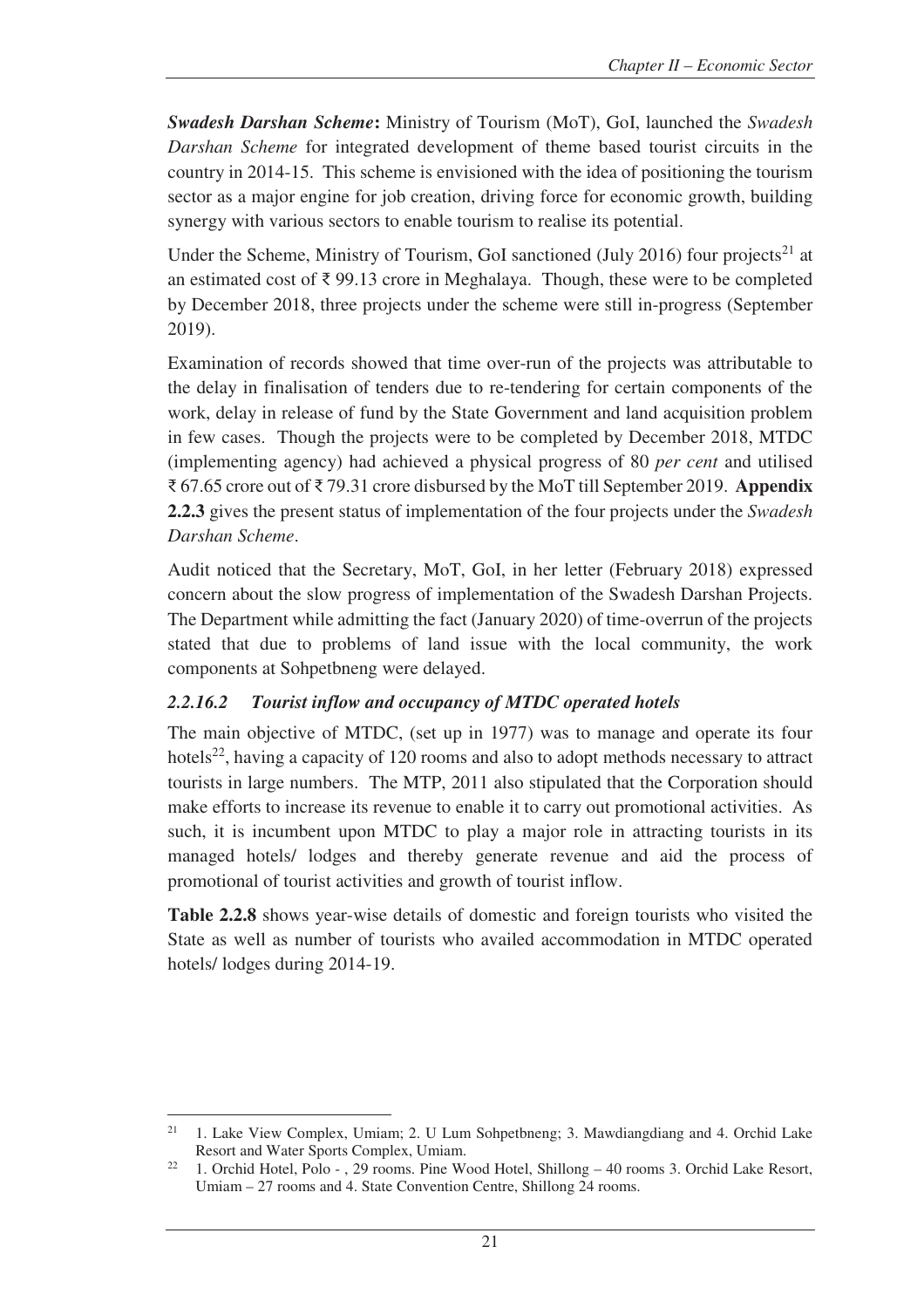***Swadesh Darshan Scheme*:** Ministry of Tourism (MoT), GoI, launched the *Swadesh Darshan Scheme* for integrated development of theme based tourist circuits in the country in 2014-15. This scheme is envisioned with the idea of positioning the tourism sector as a major engine for job creation, driving force for economic growth, building synergy with various sectors to enable tourism to realise its potential.

Under the Scheme, Ministry of Tourism, GoI sanctioned (July 2016) four projects[21] at an estimated cost of ₹ 99.13 crore in Meghalaya. Though, these were to be completed by December 2018, three projects under the scheme were still in-progress (September 2019).

Examination of records showed that time over-run of the projects was attributable to the delay in finalisation of tenders due to re-tendering for certain components of the work, delay in release of fund by the State Government and land acquisition problem in few cases. Though the projects were to be completed by December 2018, MTDC (implementing agency) had achieved a physical progress of 80 *per cent* and utilised ₹ 67.65 crore out of ₹ 79.31 crore disbursed by the MoT till September 2019. **Appendix 2.2.3** gives the present status of implementation of the four projects under the *Swadesh Darshan Scheme*.

Audit noticed that the Secretary, MoT, GoI, in her letter (February 2018) expressed concern about the slow progress of implementation of the Swadesh Darshan Projects. The Department while admitting the fact (January 2020) of time-overrun of the projects stated that due to problems of land issue with the local community, the work components at Sohpetbneng were delayed.

### *2.2.16.2 Tourist inflow and occupancy of MTDC operated hotels*

The main objective of MTDC, (set up in 1977) was to manage and operate its four hotels[22], having a capacity of 120 rooms and also to adopt methods necessary to attract tourists in large numbers. The MTP, 2011 also stipulated that the Corporation should make efforts to increase its revenue to enable it to carry out promotional activities. As such, it is incumbent upon MTDC to play a major role in attracting tourists in its managed hotels/ lodges and thereby generate revenue and aid the process of promotional of tourist activities and growth of tourist inflow.

**Table 2.2.8** shows year-wise details of domestic and foreign tourists who visited the State as well as number of tourists who availed accommodation in MTDC operated hotels/ lodges during 2014-19.

---

[21] 1. Lake View Complex, Umiam; 2. U Lum Sohpetbneng; 3. Mawdiangdiang and 4. Orchid Lake Resort and Water Sports Complex, Umiam.

[22] 1. Orchid Hotel, Polo - , 29 rooms. Pine Wood Hotel, Shillong – 40 rooms 3. Orchid Lake Resort, Umiam – 27 rooms and 4. State Convention Centre, Shillong 24 rooms.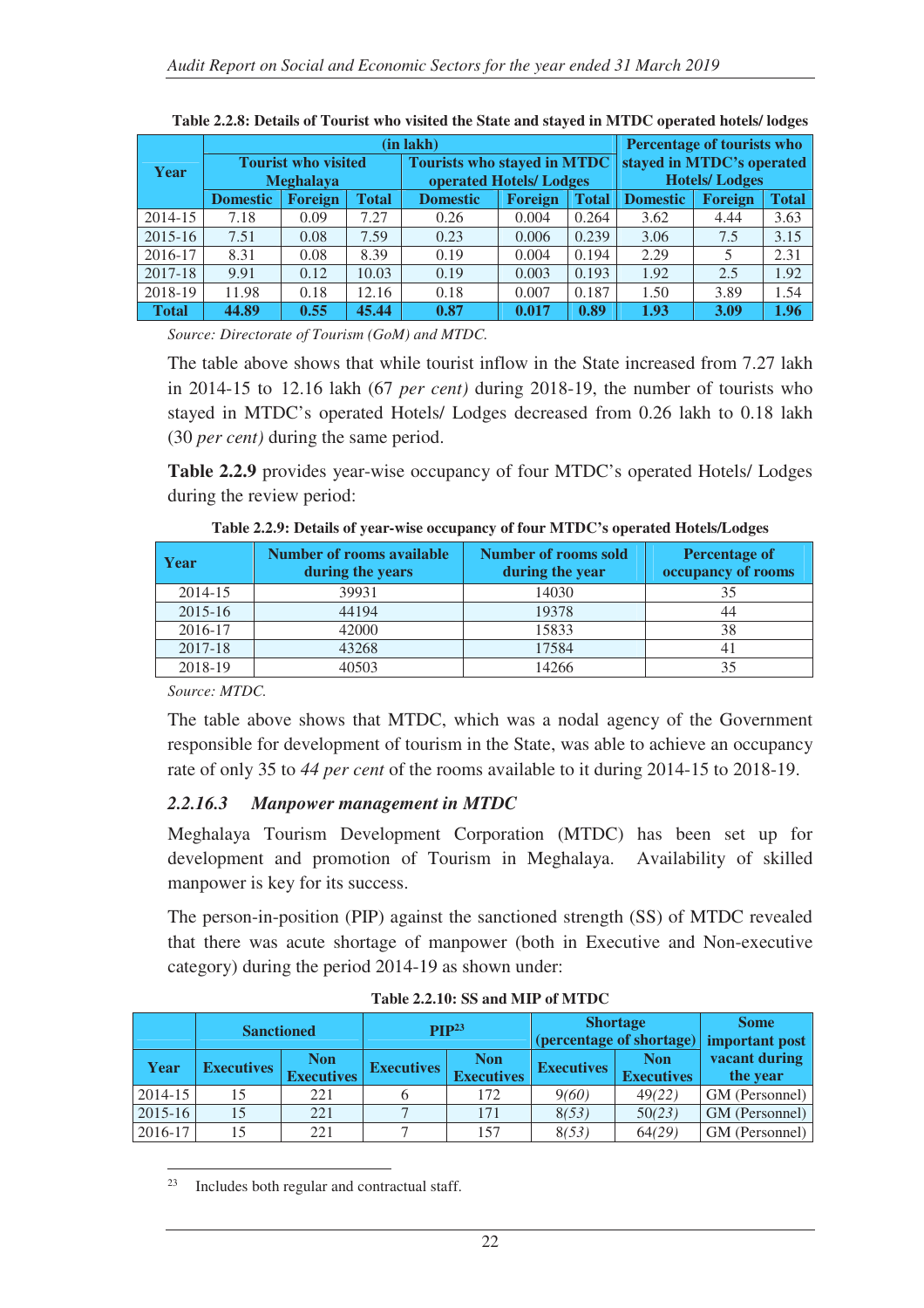**Table 2.2.8: Details of Tourist who visited the State and stayed in MTDC operated hotels/ lodges**

| Year | (in lakh) | | | | | | Percentage of tourists who stayed in MTDC's operated Hotels/ Lodges | | |
|---|---|---|---|---|---|---|---|---|---|
| | Tourist who visited Meghalaya | | | Tourists who stayed in MTDC operated Hotels/ Lodges | | | | | |
| | Domestic | Foreign | Total | Domestic | Foreign | Total | Domestic | Foreign | Total |
| 2014-15 | 7.18 | 0.09 | 7.27 | 0.26 | 0.004 | 0.264 | 3.62 | 4.44 | 3.63 |
| 2015-16 | 7.51 | 0.08 | 7.59 | 0.23 | 0.006 | 0.239 | 3.06 | 7.5 | 3.15 |
| 2016-17 | 8.31 | 0.08 | 8.39 | 0.19 | 0.004 | 0.194 | 2.29 | 5 | 2.31 |
| 2017-18 | 9.91 | 0.12 | 10.03 | 0.19 | 0.003 | 0.193 | 1.92 | 2.5 | 1.92 |
| 2018-19 | 11.98 | 0.18 | 12.16 | 0.18 | 0.007 | 0.187 | 1.50 | 3.89 | 1.54 |
| **Total** | **44.89** | **0.55** | **45.44** | **0.87** | **0.017** | **0.89** | **1.93** | **3.09** | **1.96** |

*Source: Directorate of Tourism (GoM) and MTDC.*

The table above shows that while tourist inflow in the State increased from 7.27 lakh in 2014-15 to 12.16 lakh (67 *per cent)* during 2018-19, the number of tourists who stayed in MTDC's operated Hotels/ Lodges decreased from 0.26 lakh to 0.18 lakh (30 *per cent)* during the same period.

**Table 2.2.9** provides year-wise occupancy of four MTDC's operated Hotels/ Lodges during the review period:

**Table 2.2.9: Details of year-wise occupancy of four MTDC's operated Hotels/Lodges**

| Year | Number of rooms available during the years | Number of rooms sold during the year | Percentage of occupancy of rooms |
|---|---|---|---|
| 2014-15 | 39931 | 14030 | 35 |
| 2015-16 | 44194 | 19378 | 44 |
| 2016-17 | 42000 | 15833 | 38 |
| 2017-18 | 43268 | 17584 | 41 |
| 2018-19 | 40503 | 14266 | 35 |

*Source: MTDC.*

The table above shows that MTDC, which was a nodal agency of the Government responsible for development of tourism in the State, was able to achieve an occupancy rate of only 35 to *44 per cent* of the rooms available to it during 2014-15 to 2018-19.

### *2.2.16.3 Manpower management in MTDC*

Meghalaya Tourism Development Corporation (MTDC) has been set up for development and promotion of Tourism in Meghalaya. Availability of skilled manpower is key for its success.

The person-in-position (PIP) against the sanctioned strength (SS) of MTDC revealed that there was acute shortage of manpower (both in Executive and Non-executive category) during the period 2014-19 as shown under:

**Table 2.2.10: SS and MIP of MTDC**

| Year | Sanctioned | | PIP[23] | | Shortage (percentage of shortage) | | Some important post vacant during the year |
|---|---|---|---|---|---|---|---|
| | Executives | Non Executives | Executives | Non Executives | Executives | Non Executives | |
| 2014-15 | 15 | 221 | 6 | 172 | 9*(60)* | 49*(22)* | GM (Personnel) |
| 2015-16 | 15 | 221 | 7 | 171 | 8*(53)* | 50*(23)* | GM (Personnel) |
| 2016-17 | 15 | 221 | 7 | 157 | 8*(53)* | 64*(29)* | GM (Personnel) |

[23] Includes both regular and contractual staff.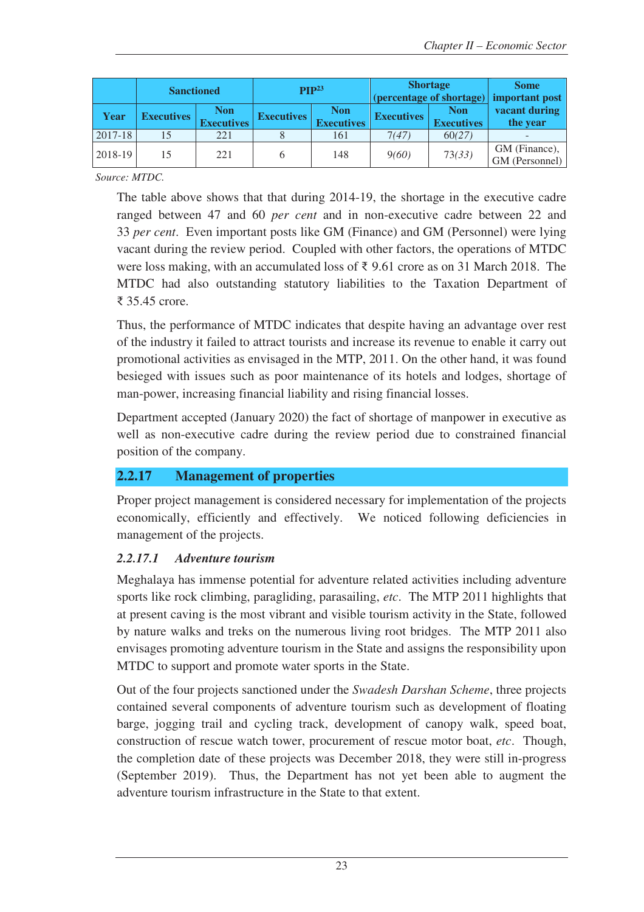| Year | Sanctioned | | PIP[23] | | Shortage (percentage of shortage) | | Some important post vacant during the year |
|---|---|---|---|---|---|---|---|
| | Executives | Non Executives | Executives | Non Executives | Executives | Non Executives | |
| 2017-18 | 15 | 221 | 8 | 161 | 7*(47)* | 60*(27)* | - |
| 2018-19 | 15 | 221 | 6 | 148 | 9*(60)* | 73*(33)* | GM (Finance), GM (Personnel) |

*Source: MTDC.*

The table above shows that that during 2014-19, the shortage in the executive cadre ranged between 47 and 60 *per cent* and in non-executive cadre between 22 and 33 *per cent*. Even important posts like GM (Finance) and GM (Personnel) were lying vacant during the review period. Coupled with other factors, the operations of MTDC were loss making, with an accumulated loss of ₹ 9.61 crore as on 31 March 2018. The MTDC had also outstanding statutory liabilities to the Taxation Department of ₹ 35.45 crore.

Thus, the performance of MTDC indicates that despite having an advantage over rest of the industry it failed to attract tourists and increase its revenue to enable it carry out promotional activities as envisaged in the MTP, 2011. On the other hand, it was found besieged with issues such as poor maintenance of its hotels and lodges, shortage of man-power, increasing financial liability and rising financial losses.

Department accepted (January 2020) the fact of shortage of manpower in executive as well as non-executive cadre during the review period due to constrained financial position of the company.

## 2.2.17 Management of properties

Proper project management is considered necessary for implementation of the projects economically, efficiently and effectively. We noticed following deficiencies in management of the projects.

### *2.2.17.1 Adventure tourism*

Meghalaya has immense potential for adventure related activities including adventure sports like rock climbing, paragliding, parasailing, *etc*. The MTP 2011 highlights that at present caving is the most vibrant and visible tourism activity in the State, followed by nature walks and treks on the numerous living root bridges. The MTP 2011 also envisages promoting adventure tourism in the State and assigns the responsibility upon MTDC to support and promote water sports in the State.

Out of the four projects sanctioned under the *Swadesh Darshan Scheme*, three projects contained several components of adventure tourism such as development of floating barge, jogging trail and cycling track, development of canopy walk, speed boat, construction of rescue watch tower, procurement of rescue motor boat, *etc*. Though, the completion date of these projects was December 2018, they were still in-progress (September 2019). Thus, the Department has not yet been able to augment the adventure tourism infrastructure in the State to that extent.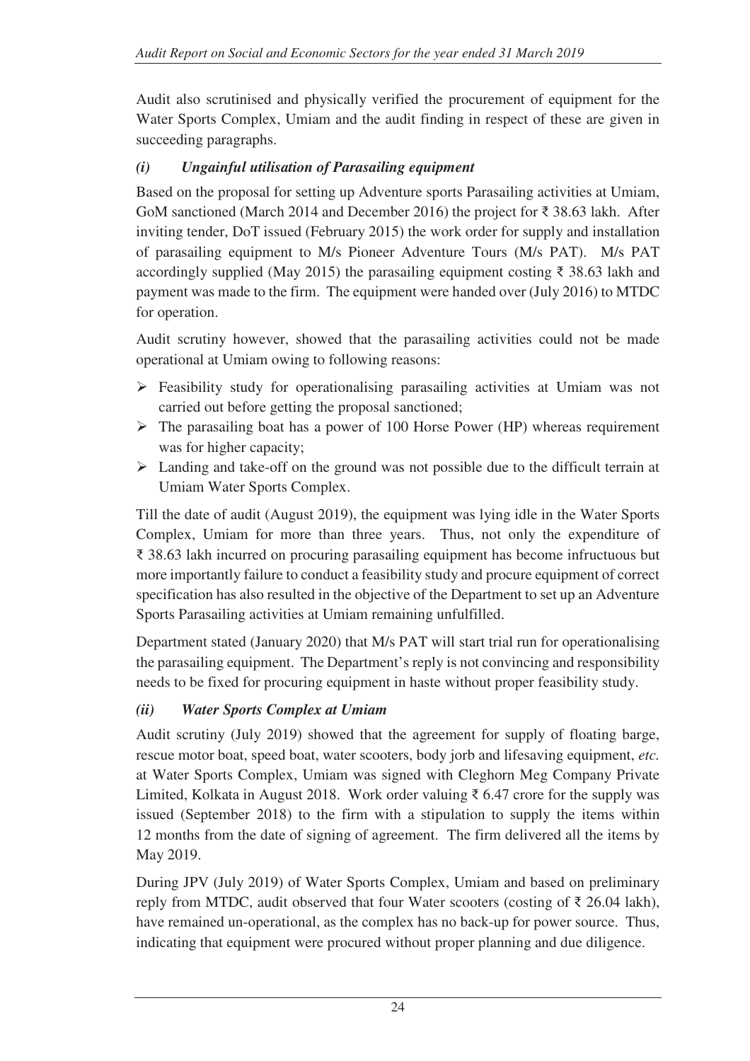Audit also scrutinised and physically verified the procurement of equipment for the Water Sports Complex, Umiam and the audit finding in respect of these are given in succeeding paragraphs.

### *(i) Ungainful utilisation of Parasailing equipment*

Based on the proposal for setting up Adventure sports Parasailing activities at Umiam, GoM sanctioned (March 2014 and December 2016) the project for ₹ 38.63 lakh. After inviting tender, DoT issued (February 2015) the work order for supply and installation of parasailing equipment to M/s Pioneer Adventure Tours (M/s PAT). M/s PAT accordingly supplied (May 2015) the parasailing equipment costing ₹ 38.63 lakh and payment was made to the firm. The equipment were handed over (July 2016) to MTDC for operation.

Audit scrutiny however, showed that the parasailing activities could not be made operational at Umiam owing to following reasons:

- Feasibility study for operationalising parasailing activities at Umiam was not carried out before getting the proposal sanctioned;
- The parasailing boat has a power of 100 Horse Power (HP) whereas requirement was for higher capacity;
- Landing and take-off on the ground was not possible due to the difficult terrain at Umiam Water Sports Complex.

Till the date of audit (August 2019), the equipment was lying idle in the Water Sports Complex, Umiam for more than three years. Thus, not only the expenditure of ₹ 38.63 lakh incurred on procuring parasailing equipment has become infructuous but more importantly failure to conduct a feasibility study and procure equipment of correct specification has also resulted in the objective of the Department to set up an Adventure Sports Parasailing activities at Umiam remaining unfulfilled.

Department stated (January 2020) that M/s PAT will start trial run for operationalising the parasailing equipment. The Department's reply is not convincing and responsibility needs to be fixed for procuring equipment in haste without proper feasibility study.

### *(ii) Water Sports Complex at Umiam*

Audit scrutiny (July 2019) showed that the agreement for supply of floating barge, rescue motor boat, speed boat, water scooters, body jorb and lifesaving equipment, *etc.* at Water Sports Complex, Umiam was signed with Cleghorn Meg Company Private Limited, Kolkata in August 2018. Work order valuing ₹ 6.47 crore for the supply was issued (September 2018) to the firm with a stipulation to supply the items within 12 months from the date of signing of agreement. The firm delivered all the items by May 2019.

During JPV (July 2019) of Water Sports Complex, Umiam and based on preliminary reply from MTDC, audit observed that four Water scooters (costing of ₹ 26.04 lakh), have remained un-operational, as the complex has no back-up for power source. Thus, indicating that equipment were procured without proper planning and due diligence.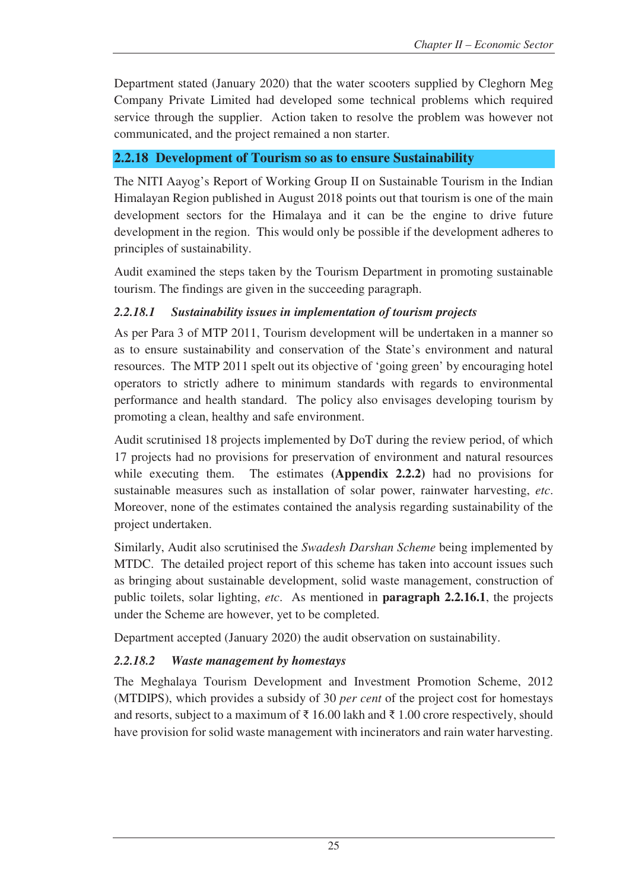Department stated (January 2020) that the water scooters supplied by Cleghorn Meg Company Private Limited had developed some technical problems which required service through the supplier. Action taken to resolve the problem was however not communicated, and the project remained a non starter.

## 2.2.18 Development of Tourism so as to ensure Sustainability

The NITI Aayog's Report of Working Group II on Sustainable Tourism in the Indian Himalayan Region published in August 2018 points out that tourism is one of the main development sectors for the Himalaya and it can be the engine to drive future development in the region. This would only be possible if the development adheres to principles of sustainability.

Audit examined the steps taken by the Tourism Department in promoting sustainable tourism. The findings are given in the succeeding paragraph.

### *2.2.18.1 Sustainability issues in implementation of tourism projects*

As per Para 3 of MTP 2011, Tourism development will be undertaken in a manner so as to ensure sustainability and conservation of the State's environment and natural resources. The MTP 2011 spelt out its objective of 'going green' by encouraging hotel operators to strictly adhere to minimum standards with regards to environmental performance and health standard. The policy also envisages developing tourism by promoting a clean, healthy and safe environment.

Audit scrutinised 18 projects implemented by DoT during the review period, of which 17 projects had no provisions for preservation of environment and natural resources while executing them. The estimates **(Appendix 2.2.2)** had no provisions for sustainable measures such as installation of solar power, rainwater harvesting, *etc*. Moreover, none of the estimates contained the analysis regarding sustainability of the project undertaken.

Similarly, Audit also scrutinised the *Swadesh Darshan Scheme* being implemented by MTDC. The detailed project report of this scheme has taken into account issues such as bringing about sustainable development, solid waste management, construction of public toilets, solar lighting, *etc*. As mentioned in **paragraph 2.2.16.1**, the projects under the Scheme are however, yet to be completed.

Department accepted (January 2020) the audit observation on sustainability.

### *2.2.18.2 Waste management by homestays*

The Meghalaya Tourism Development and Investment Promotion Scheme, 2012 (MTDIPS), which provides a subsidy of 30 *per cent* of the project cost for homestays and resorts, subject to a maximum of ₹ 16.00 lakh and ₹ 1.00 crore respectively, should have provision for solid waste management with incinerators and rain water harvesting.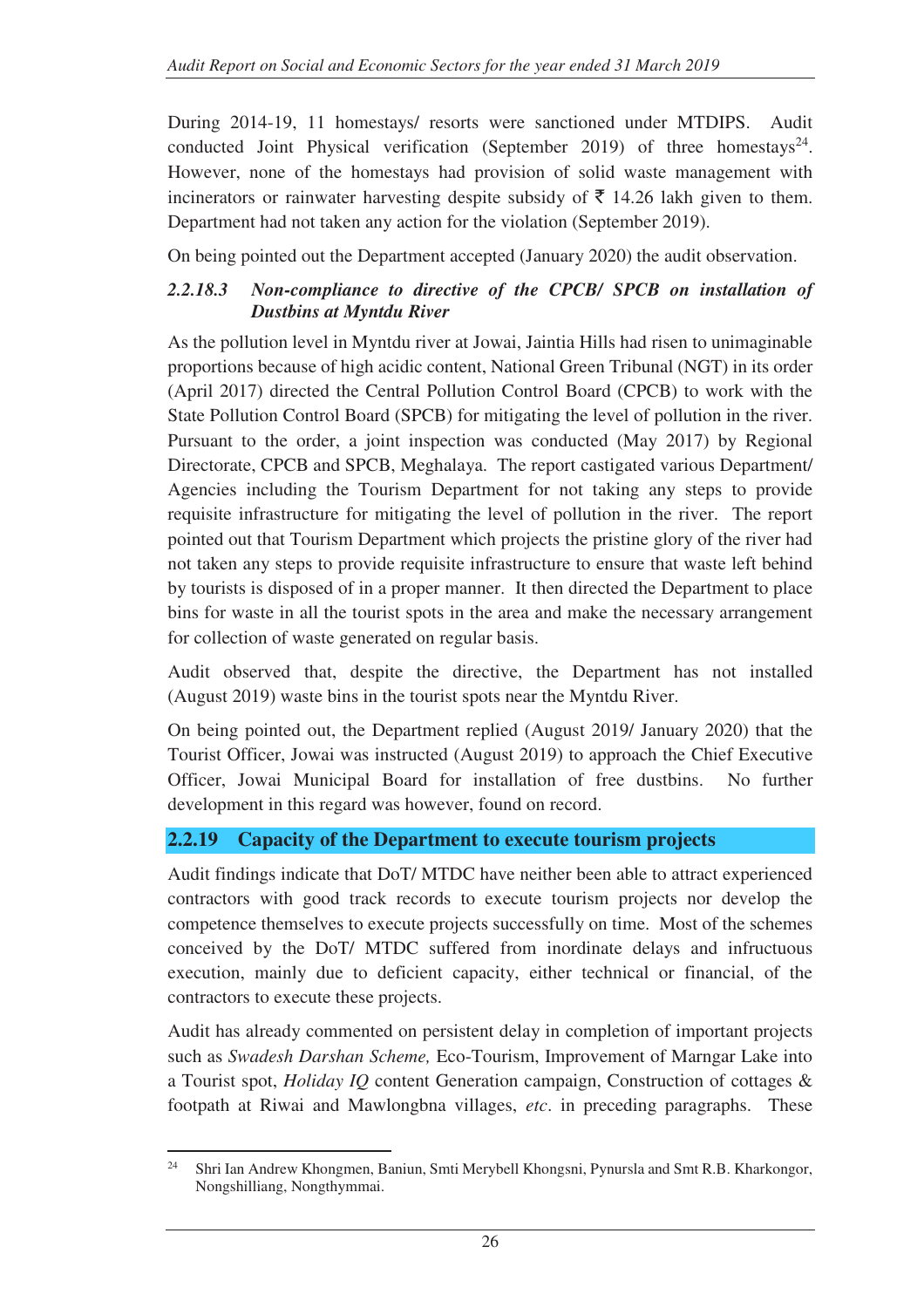During 2014-19, 11 homestays/ resorts were sanctioned under MTDIPS. Audit conducted Joint Physical verification (September 2019) of three homestays[24]. However, none of the homestays had provision of solid waste management with incinerators or rainwater harvesting despite subsidy of ₹ 14.26 lakh given to them. Department had not taken any action for the violation (September 2019).

On being pointed out the Department accepted (January 2020) the audit observation.

#### *2.2.18.3 Non-compliance to directive of the CPCB/ SPCB on installation of Dustbins at Myntdu River*

As the pollution level in Myntdu river at Jowai, Jaintia Hills had risen to unimaginable proportions because of high acidic content, National Green Tribunal (NGT) in its order (April 2017) directed the Central Pollution Control Board (CPCB) to work with the State Pollution Control Board (SPCB) for mitigating the level of pollution in the river. Pursuant to the order, a joint inspection was conducted (May 2017) by Regional Directorate, CPCB and SPCB, Meghalaya. The report castigated various Department/ Agencies including the Tourism Department for not taking any steps to provide requisite infrastructure for mitigating the level of pollution in the river. The report pointed out that Tourism Department which projects the pristine glory of the river had not taken any steps to provide requisite infrastructure to ensure that waste left behind by tourists is disposed of in a proper manner. It then directed the Department to place bins for waste in all the tourist spots in the area and make the necessary arrangement for collection of waste generated on regular basis.

Audit observed that, despite the directive, the Department has not installed (August 2019) waste bins in the tourist spots near the Myntdu River.

On being pointed out, the Department replied (August 2019/ January 2020) that the Tourist Officer, Jowai was instructed (August 2019) to approach the Chief Executive Officer, Jowai Municipal Board for installation of free dustbins. No further development in this regard was however, found on record.

### 2.2.19 Capacity of the Department to execute tourism projects

Audit findings indicate that DoT/ MTDC have neither been able to attract experienced contractors with good track records to execute tourism projects nor develop the competence themselves to execute projects successfully on time. Most of the schemes conceived by the DoT/ MTDC suffered from inordinate delays and infructuous execution, mainly due to deficient capacity, either technical or financial, of the contractors to execute these projects.

Audit has already commented on persistent delay in completion of important projects such as *Swadesh Darshan Scheme,* Eco-Tourism, Improvement of Marngar Lake into a Tourist spot, *Holiday IQ* content Generation campaign, Construction of cottages & footpath at Riwai and Mawlongbna villages, *etc*. in preceding paragraphs. These

---

[24] Shri Ian Andrew Khongmen, Baniun, Smti Merybell Khongsni, Pynursla and Smt R.B. Kharkongor, Nongshilliang, Nongthymmai.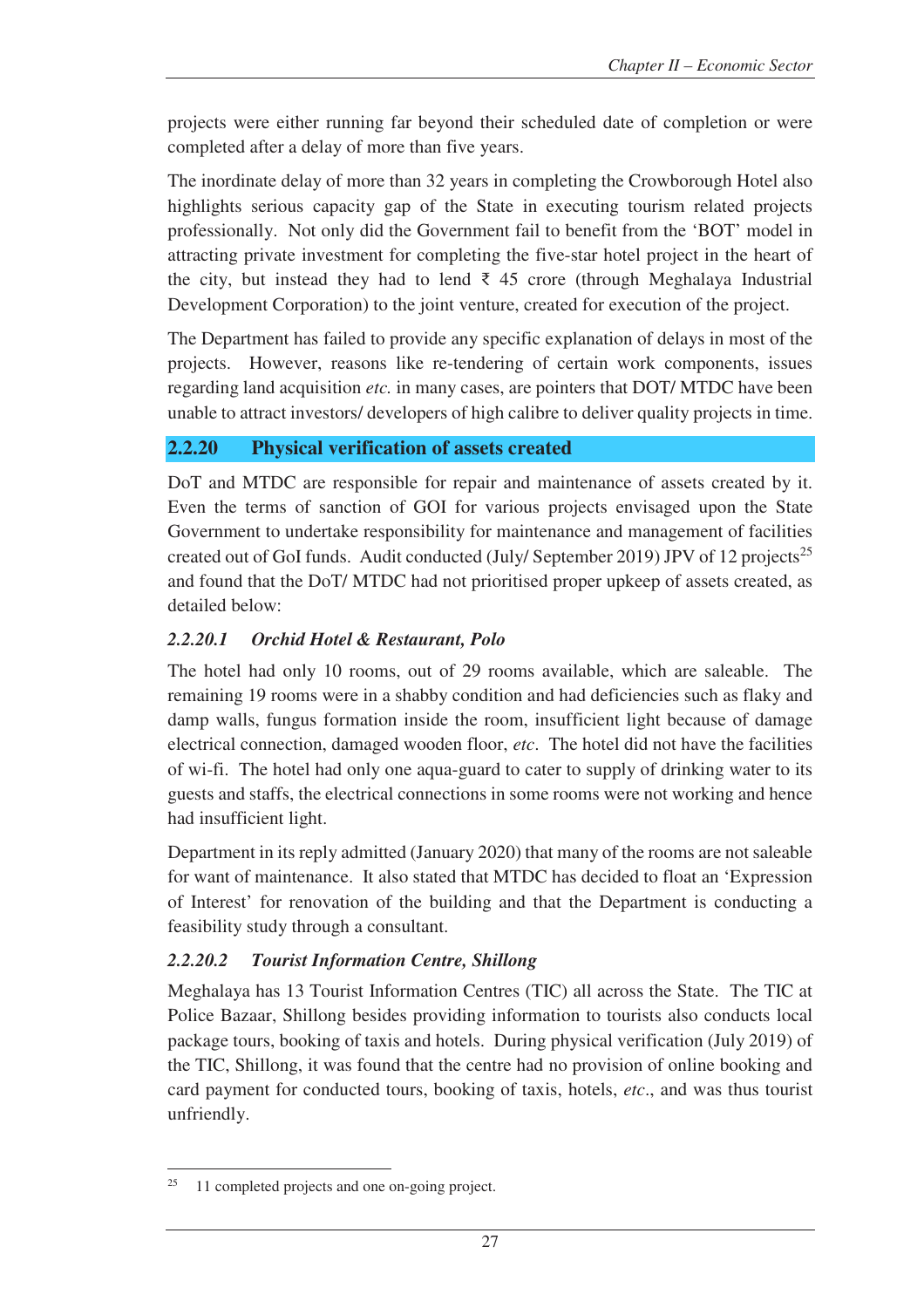projects were either running far beyond their scheduled date of completion or were completed after a delay of more than five years.

The inordinate delay of more than 32 years in completing the Crowborough Hotel also highlights serious capacity gap of the State in executing tourism related projects professionally. Not only did the Government fail to benefit from the 'BOT' model in attracting private investment for completing the five-star hotel project in the heart of the city, but instead they had to lend ₹ 45 crore (through Meghalaya Industrial Development Corporation) to the joint venture, created for execution of the project.

The Department has failed to provide any specific explanation of delays in most of the projects. However, reasons like re-tendering of certain work components, issues regarding land acquisition *etc.* in many cases, are pointers that DOT/ MTDC have been unable to attract investors/ developers of high calibre to deliver quality projects in time.

## 2.2.20 Physical verification of assets created

DoT and MTDC are responsible for repair and maintenance of assets created by it. Even the terms of sanction of GOI for various projects envisaged upon the State Government to undertake responsibility for maintenance and management of facilities created out of GoI funds. Audit conducted (July/ September 2019) JPV of 12 projects[25] and found that the DoT/ MTDC had not prioritised proper upkeep of assets created, as detailed below:

### *2.2.20.1 Orchid Hotel & Restaurant, Polo*

The hotel had only 10 rooms, out of 29 rooms available, which are saleable. The remaining 19 rooms were in a shabby condition and had deficiencies such as flaky and damp walls, fungus formation inside the room, insufficient light because of damage electrical connection, damaged wooden floor, *etc*. The hotel did not have the facilities of wi-fi. The hotel had only one aqua-guard to cater to supply of drinking water to its guests and staffs, the electrical connections in some rooms were not working and hence had insufficient light.

Department in its reply admitted (January 2020) that many of the rooms are not saleable for want of maintenance. It also stated that MTDC has decided to float an 'Expression of Interest' for renovation of the building and that the Department is conducting a feasibility study through a consultant.

### *2.2.20.2 Tourist Information Centre, Shillong*

Meghalaya has 13 Tourist Information Centres (TIC) all across the State. The TIC at Police Bazaar, Shillong besides providing information to tourists also conducts local package tours, booking of taxis and hotels. During physical verification (July 2019) of the TIC, Shillong, it was found that the centre had no provision of online booking and card payment for conducted tours, booking of taxis, hotels, *etc*., and was thus tourist unfriendly.

---

[25] 11 completed projects and one on-going project.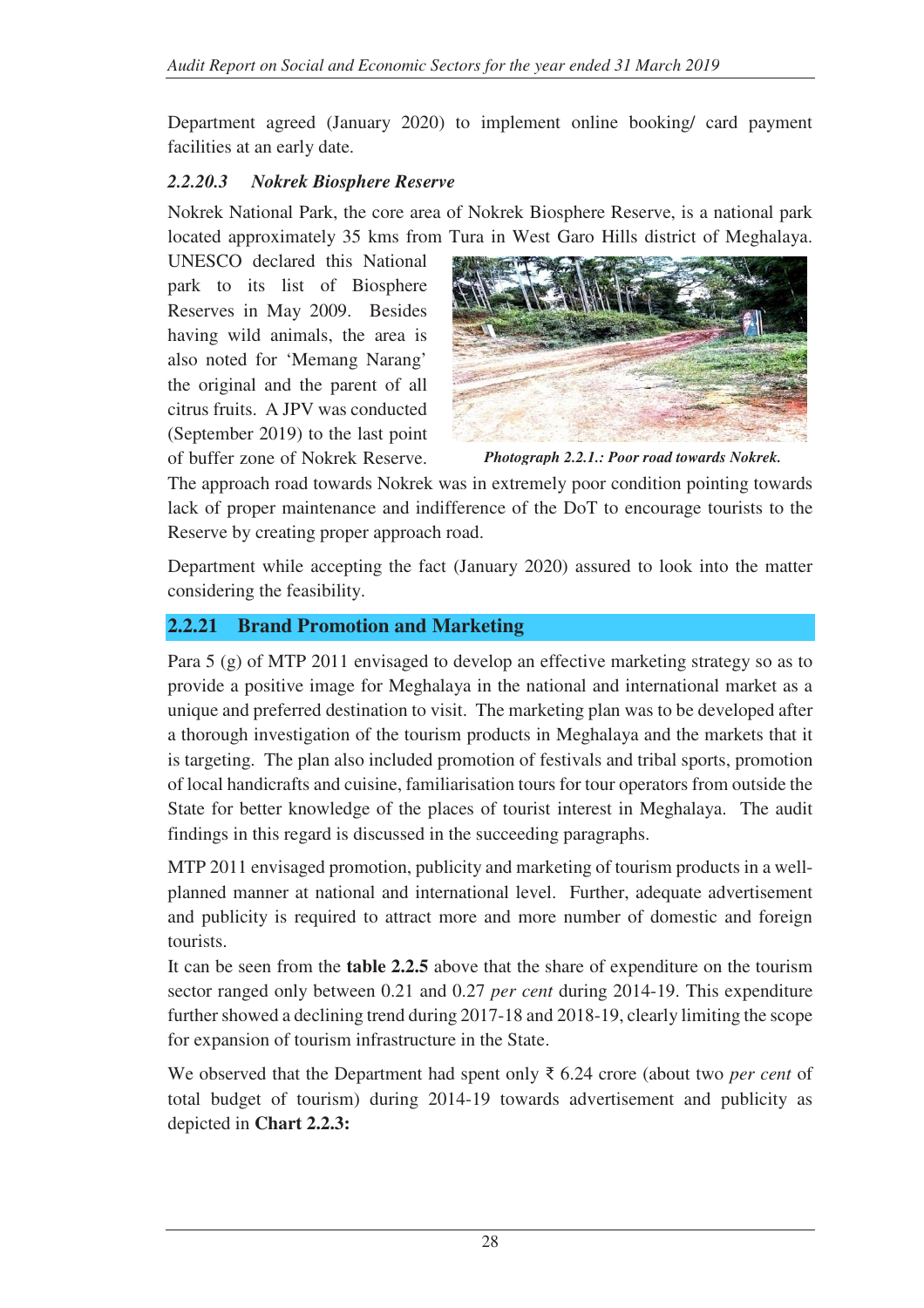Department agreed (January 2020) to implement online booking/ card payment facilities at an early date.

### *2.2.20.3 Nokrek Biosphere Reserve*

Nokrek National Park, the core area of Nokrek Biosphere Reserve, is a national park located approximately 35 kms from Tura in West Garo Hills district of Meghalaya. UNESCO declared this National park to its list of Biosphere Reserves in May 2009. Besides having wild animals, the area is also noted for 'Memang Narang' the original and the parent of all citrus fruits. A JPV was conducted (September 2019) to the last point of buffer zone of Nokrek Reserve. The approach road towards Nokrek was in extremely poor condition pointing towards lack of proper maintenance and indifference of the DoT to encourage tourists to the Reserve by creating proper approach road.

***Photograph 2.2.1.: Poor road towards Nokrek.***

Department while accepting the fact (January 2020) assured to look into the matter considering the feasibility.

## 2.2.21 Brand Promotion and Marketing

Para 5 (g) of MTP 2011 envisaged to develop an effective marketing strategy so as to provide a positive image for Meghalaya in the national and international market as a unique and preferred destination to visit. The marketing plan was to be developed after a thorough investigation of the tourism products in Meghalaya and the markets that it is targeting. The plan also included promotion of festivals and tribal sports, promotion of local handicrafts and cuisine, familiarisation tours for tour operators from outside the State for better knowledge of the places of tourist interest in Meghalaya. The audit findings in this regard is discussed in the succeeding paragraphs.

MTP 2011 envisaged promotion, publicity and marketing of tourism products in a well-planned manner at national and international level. Further, adequate advertisement and publicity is required to attract more and more number of domestic and foreign tourists.

It can be seen from the **table 2.2.5** above that the share of expenditure on the tourism sector ranged only between 0.21 and 0.27 *per cent* during 2014-19. This expenditure further showed a declining trend during 2017-18 and 2018-19, clearly limiting the scope for expansion of tourism infrastructure in the State.

We observed that the Department had spent only ₹ 6.24 crore (about two *per cent* of total budget of tourism) during 2014-19 towards advertisement and publicity as depicted in **Chart 2.2.3:**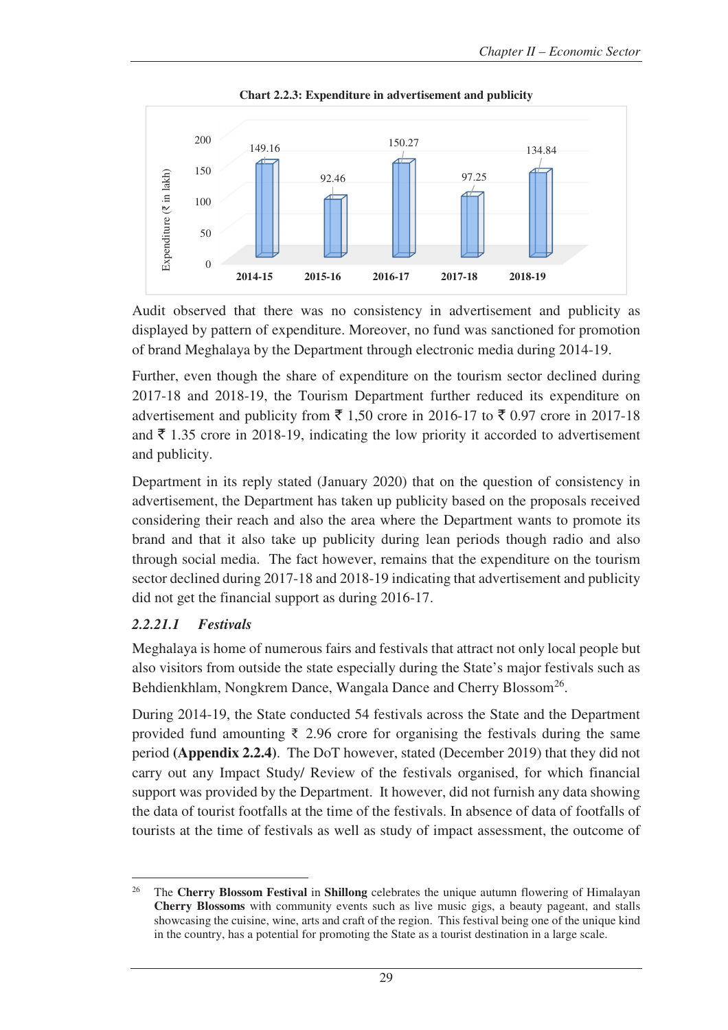**Chart 2.2.3: Expenditure in advertisement and publicity**

| Year | Expenditure (₹ in lakh) |
|---|---|
| 2014-15 | 149.16 |
| 2015-16 | 92.46 |
| 2016-17 | 150.27 |
| 2017-18 | 97.25 |
| 2018-19 | 134.84 |

Audit observed that there was no consistency in advertisement and publicity as displayed by pattern of expenditure. Moreover, no fund was sanctioned for promotion of brand Meghalaya by the Department through electronic media during 2014-19.

Further, even though the share of expenditure on the tourism sector declined during 2017-18 and 2018-19, the Tourism Department further reduced its expenditure on advertisement and publicity from ₹ 1,50 crore in 2016-17 to ₹ 0.97 crore in 2017-18 and ₹ 1.35 crore in 2018-19, indicating the low priority it accorded to advertisement and publicity.

Department in its reply stated (January 2020) that on the question of consistency in advertisement, the Department has taken up publicity based on the proposals received considering their reach and also the area where the Department wants to promote its brand and that it also take up publicity during lean periods though radio and also through social media. The fact however, remains that the expenditure on the tourism sector declined during 2017-18 and 2018-19 indicating that advertisement and publicity did not get the financial support as during 2016-17.

### *2.2.21.1 Festivals*

Meghalaya is home of numerous fairs and festivals that attract not only local people but also visitors from outside the state especially during the State's major festivals such as Behdienkhlam, Nongkrem Dance, Wangala Dance and Cherry Blossom[26].

During 2014-19, the State conducted 54 festivals across the State and the Department provided fund amounting ₹ 2.96 crore for organising the festivals during the same period **(Appendix 2.2.4)**. The DoT however, stated (December 2019) that they did not carry out any Impact Study/ Review of the festivals organised, for which financial support was provided by the Department. It however, did not furnish any data showing the data of tourist footfalls at the time of the festivals. In absence of data of footfalls of tourists at the time of festivals as well as study of impact assessment, the outcome of

---

[26] The **Cherry Blossom Festival** in **Shillong** celebrates the unique autumn flowering of Himalayan **Cherry Blossoms** with community events such as live music gigs, a beauty pageant, and stalls showcasing the cuisine, wine, arts and craft of the region. This festival being one of the unique kind in the country, has a potential for promoting the State as a tourist destination in a large scale.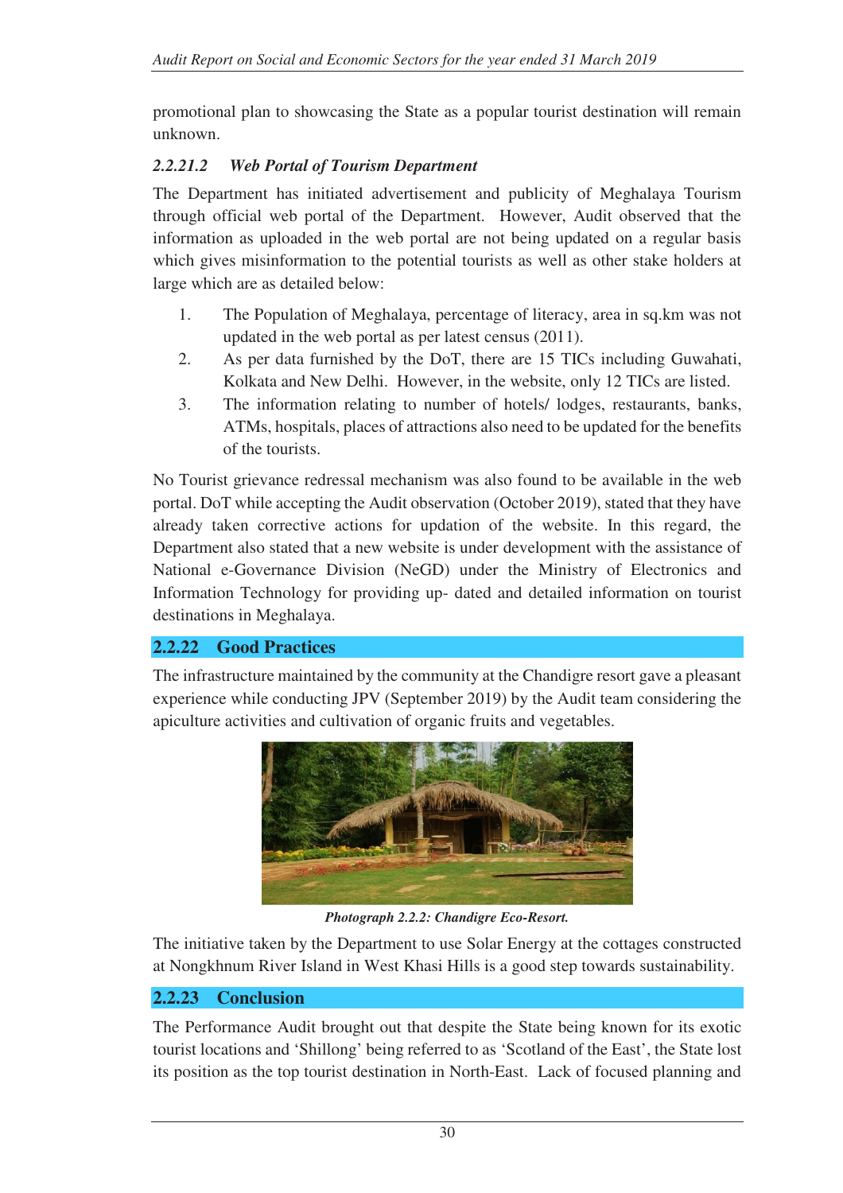promotional plan to showcasing the State as a popular tourist destination will remain unknown.

#### *2.2.21.2 Web Portal of Tourism Department*

The Department has initiated advertisement and publicity of Meghalaya Tourism through official web portal of the Department. However, Audit observed that the information as uploaded in the web portal are not being updated on a regular basis which gives misinformation to the potential tourists as well as other stake holders at large which are as detailed below:

1. The Population of Meghalaya, percentage of literacy, area in sq.km was not updated in the web portal as per latest census (2011).
2. As per data furnished by the DoT, there are 15 TICs including Guwahati, Kolkata and New Delhi. However, in the website, only 12 TICs are listed.
3. The information relating to number of hotels/ lodges, restaurants, banks, ATMs, hospitals, places of attractions also need to be updated for the benefits of the tourists.

No Tourist grievance redressal mechanism was also found to be available in the web portal. DoT while accepting the Audit observation (October 2019), stated that they have already taken corrective actions for updation of the website. In this regard, the Department also stated that a new website is under development with the assistance of National e-Governance Division (NeGD) under the Ministry of Electronics and Information Technology for providing up- dated and detailed information on tourist destinations in Meghalaya.

### 2.2.22 Good Practices

The infrastructure maintained by the community at the Chandigre resort gave a pleasant experience while conducting JPV (September 2019) by the Audit team considering the apiculture activities and cultivation of organic fruits and vegetables.

***Photograph 2.2.2: Chandigre Eco-Resort.***

The initiative taken by the Department to use Solar Energy at the cottages constructed at Nongkhnum River Island in West Khasi Hills is a good step towards sustainability.

### 2.2.23 Conclusion

The Performance Audit brought out that despite the State being known for its exotic tourist locations and 'Shillong' being referred to as 'Scotland of the East', the State lost its position as the top tourist destination in North-East. Lack of focused planning and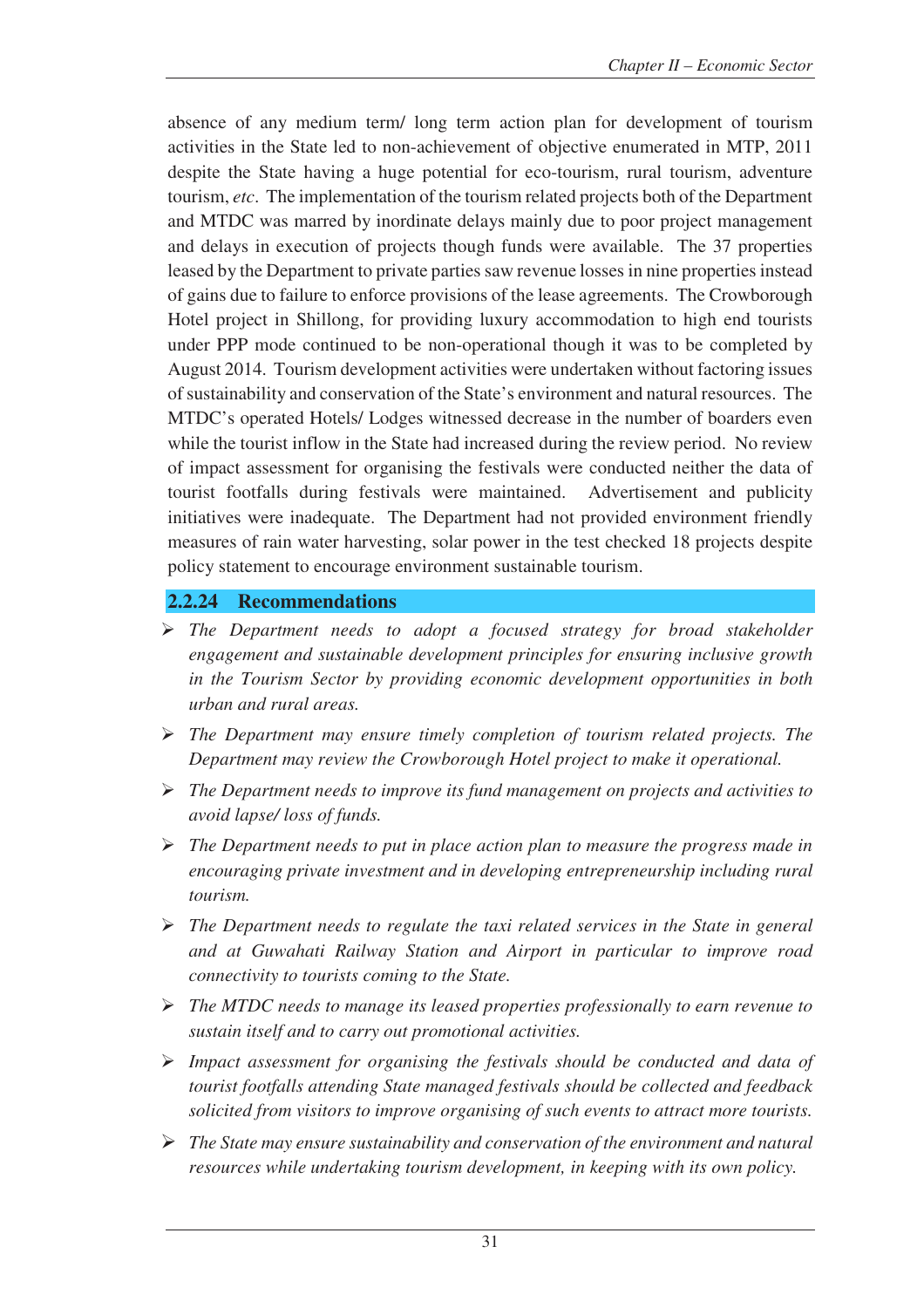absence of any medium term/ long term action plan for development of tourism activities in the State led to non-achievement of objective enumerated in MTP, 2011 despite the State having a huge potential for eco-tourism, rural tourism, adventure tourism, *etc*. The implementation of the tourism related projects both of the Department and MTDC was marred by inordinate delays mainly due to poor project management and delays in execution of projects though funds were available. The 37 properties leased by the Department to private parties saw revenue losses in nine properties instead of gains due to failure to enforce provisions of the lease agreements. The Crowborough Hotel project in Shillong, for providing luxury accommodation to high end tourists under PPP mode continued to be non-operational though it was to be completed by August 2014. Tourism development activities were undertaken without factoring issues of sustainability and conservation of the State's environment and natural resources. The MTDC's operated Hotels/ Lodges witnessed decrease in the number of boarders even while the tourist inflow in the State had increased during the review period. No review of impact assessment for organising the festivals were conducted neither the data of tourist footfalls during festivals were maintained. Advertisement and publicity initiatives were inadequate. The Department had not provided environment friendly measures of rain water harvesting, solar power in the test checked 18 projects despite policy statement to encourage environment sustainable tourism.

## 2.2.24 Recommendations

- *The Department needs to adopt a focused strategy for broad stakeholder engagement and sustainable development principles for ensuring inclusive growth in the Tourism Sector by providing economic development opportunities in both urban and rural areas.*
- *The Department may ensure timely completion of tourism related projects. The Department may review the Crowborough Hotel project to make it operational.*
- *The Department needs to improve its fund management on projects and activities to avoid lapse/ loss of funds.*
- *The Department needs to put in place action plan to measure the progress made in encouraging private investment and in developing entrepreneurship including rural tourism.*
- *The Department needs to regulate the taxi related services in the State in general and at Guwahati Railway Station and Airport in particular to improve road connectivity to tourists coming to the State.*
- *The MTDC needs to manage its leased properties professionally to earn revenue to sustain itself and to carry out promotional activities.*
- *Impact assessment for organising the festivals should be conducted and data of tourist footfalls attending State managed festivals should be collected and feedback solicited from visitors to improve organising of such events to attract more tourists.*
- *The State may ensure sustainability and conservation of the environment and natural resources while undertaking tourism development, in keeping with its own policy.*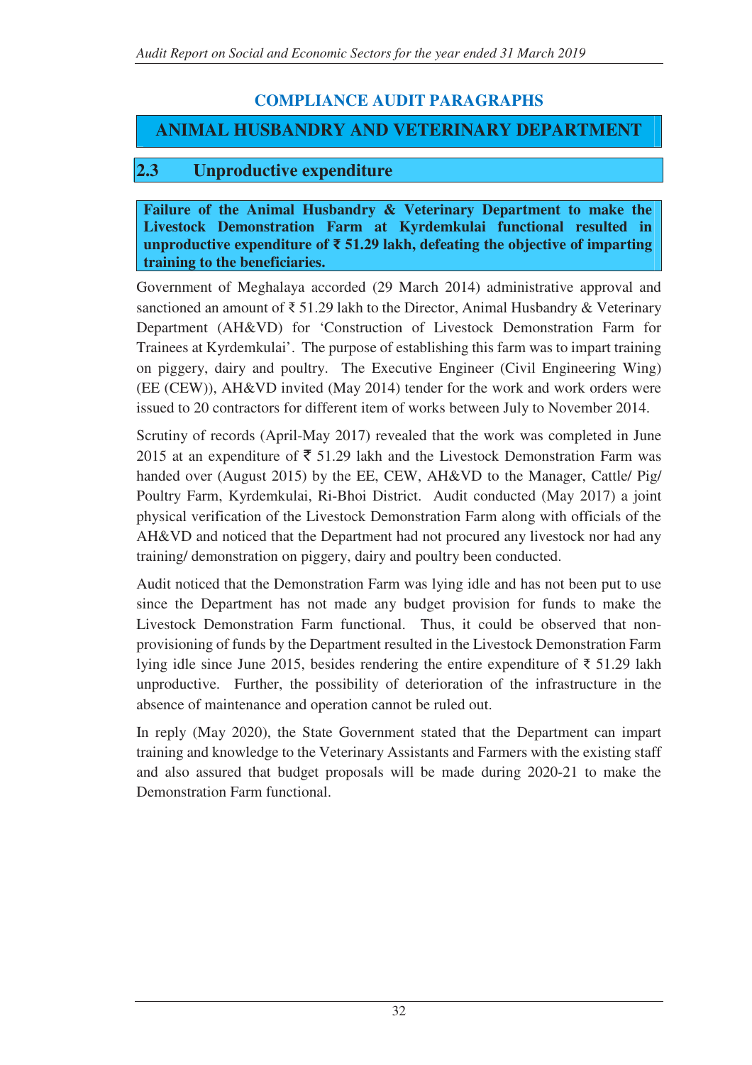## COMPLIANCE AUDIT PARAGRAPHS

## ANIMAL HUSBANDRY AND VETERINARY DEPARTMENT

### 2.3 Unproductive expenditure

**Failure of the Animal Husbandry & Veterinary Department to make the Livestock Demonstration Farm at Kyrdemkulai functional resulted in unproductive expenditure of ₹ 51.29 lakh, defeating the objective of imparting training to the beneficiaries.**

Government of Meghalaya accorded (29 March 2014) administrative approval and sanctioned an amount of ₹ 51.29 lakh to the Director, Animal Husbandry & Veterinary Department (AH&VD) for 'Construction of Livestock Demonstration Farm for Trainees at Kyrdemkulai'. The purpose of establishing this farm was to impart training on piggery, dairy and poultry. The Executive Engineer (Civil Engineering Wing) (EE (CEW)), AH&VD invited (May 2014) tender for the work and work orders were issued to 20 contractors for different item of works between July to November 2014.

Scrutiny of records (April-May 2017) revealed that the work was completed in June 2015 at an expenditure of ₹ 51.29 lakh and the Livestock Demonstration Farm was handed over (August 2015) by the EE, CEW, AH&VD to the Manager, Cattle/ Pig/ Poultry Farm, Kyrdemkulai, Ri-Bhoi District. Audit conducted (May 2017) a joint physical verification of the Livestock Demonstration Farm along with officials of the AH&VD and noticed that the Department had not procured any livestock nor had any training/ demonstration on piggery, dairy and poultry been conducted.

Audit noticed that the Demonstration Farm was lying idle and has not been put to use since the Department has not made any budget provision for funds to make the Livestock Demonstration Farm functional. Thus, it could be observed that non-provisioning of funds by the Department resulted in the Livestock Demonstration Farm lying idle since June 2015, besides rendering the entire expenditure of ₹ 51.29 lakh unproductive. Further, the possibility of deterioration of the infrastructure in the absence of maintenance and operation cannot be ruled out.

In reply (May 2020), the State Government stated that the Department can impart training and knowledge to the Veterinary Assistants and Farmers with the existing staff and also assured that budget proposals will be made during 2020-21 to make the Demonstration Farm functional.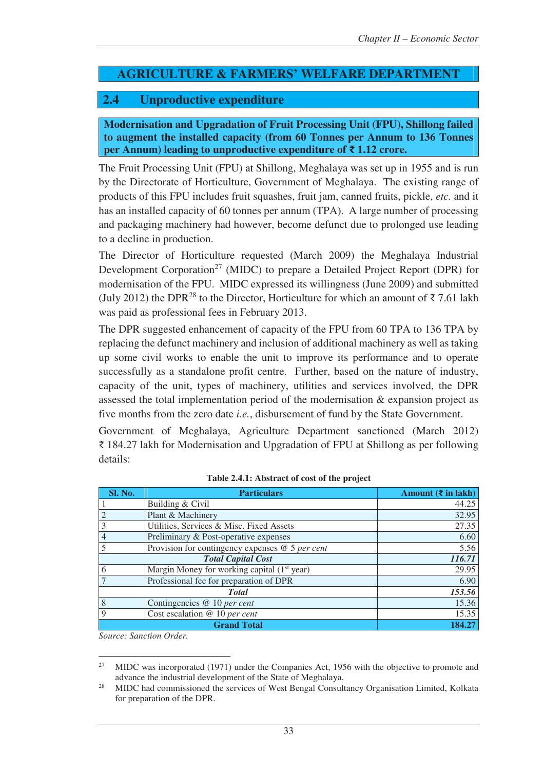## AGRICULTURE & FARMERS' WELFARE DEPARTMENT

## 2.4 Unproductive expenditure

**Modernisation and Upgradation of Fruit Processing Unit (FPU), Shillong failed to augment the installed capacity (from 60 Tonnes per Annum to 136 Tonnes per Annum) leading to unproductive expenditure of ₹ 1.12 crore.**

The Fruit Processing Unit (FPU) at Shillong, Meghalaya was set up in 1955 and is run by the Directorate of Horticulture, Government of Meghalaya. The existing range of products of this FPU includes fruit squashes, fruit jam, canned fruits, pickle, *etc.* and it has an installed capacity of 60 tonnes per annum (TPA). A large number of processing and packaging machinery had however, become defunct due to prolonged use leading to a decline in production.

The Director of Horticulture requested (March 2009) the Meghalaya Industrial Development Corporation[27] (MIDC) to prepare a Detailed Project Report (DPR) for modernisation of the FPU. MIDC expressed its willingness (June 2009) and submitted (July 2012) the DPR[28] to the Director, Horticulture for which an amount of ₹ 7.61 lakh was paid as professional fees in February 2013.

The DPR suggested enhancement of capacity of the FPU from 60 TPA to 136 TPA by replacing the defunct machinery and inclusion of additional machinery as well as taking up some civil works to enable the unit to improve its performance and to operate successfully as a standalone profit centre. Further, based on the nature of industry, capacity of the unit, types of machinery, utilities and services involved, the DPR assessed the total implementation period of the modernisation & expansion project as five months from the zero date *i.e.*, disbursement of fund by the State Government.

Government of Meghalaya, Agriculture Department sanctioned (March 2012) ₹ 184.27 lakh for Modernisation and Upgradation of FPU at Shillong as per following details:

**Table 2.4.1: Abstract of cost of the project**

| Sl. No. | Particulars | Amount (₹ in lakh) |
|---|---|---|
| 1 | Building & Civil | 44.25 |
| 2 | Plant & Machinery | 32.95 |
| 3 | Utilities, Services & Misc. Fixed Assets | 27.35 |
| 4 | Preliminary & Post-operative expenses | 6.60 |
| 5 | Provision for contingency expenses @ 5 *per cent* | 5.56 |
| | ***Total Capital Cost*** | ***116.71*** |
| 6 | Margin Money for working capital (1st year) | 29.95 |
| 7 | Professional fee for preparation of DPR | 6.90 |
| | ***Total*** | ***153.56*** |
| 8 | Contingencies @ 10 *per cent* | 15.36 |
| 9 | Cost escalation @ 10 *per cent* | 15.35 |
| | **Grand Total** | **184.27** |

*Source: Sanction Order.*

---

[27] MIDC was incorporated (1971) under the Companies Act, 1956 with the objective to promote and advance the industrial development of the State of Meghalaya.

[28] MIDC had commissioned the services of West Bengal Consultancy Organisation Limited, Kolkata for preparation of the DPR.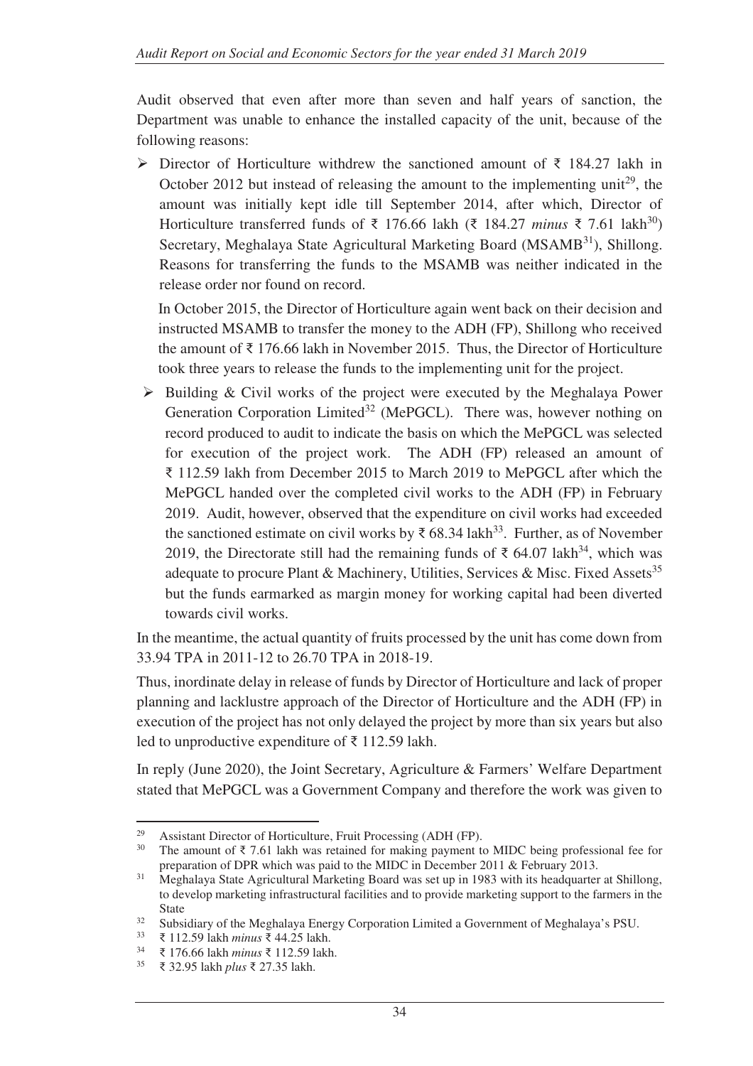Audit observed that even after more than seven and half years of sanction, the Department was unable to enhance the installed capacity of the unit, because of the following reasons:

- Director of Horticulture withdrew the sanctioned amount of ₹ 184.27 lakh in October 2012 but instead of releasing the amount to the implementing unit[29], the amount was initially kept idle till September 2014, after which, Director of Horticulture transferred funds of ₹ 176.66 lakh (₹ 184.27 *minus* ₹ 7.61 lakh[30]) Secretary, Meghalaya State Agricultural Marketing Board (MSAMB[31]), Shillong. Reasons for transferring the funds to the MSAMB was neither indicated in the release order nor found on record.

  In October 2015, the Director of Horticulture again went back on their decision and instructed MSAMB to transfer the money to the ADH (FP), Shillong who received the amount of ₹ 176.66 lakh in November 2015. Thus, the Director of Horticulture took three years to release the funds to the implementing unit for the project.

- Building & Civil works of the project were executed by the Meghalaya Power Generation Corporation Limited[32] (MePGCL). There was, however nothing on record produced to audit to indicate the basis on which the MePGCL was selected for execution of the project work. The ADH (FP) released an amount of ₹ 112.59 lakh from December 2015 to March 2019 to MePGCL after which the MePGCL handed over the completed civil works to the ADH (FP) in February 2019. Audit, however, observed that the expenditure on civil works had exceeded the sanctioned estimate on civil works by ₹ 68.34 lakh[33]. Further, as of November 2019, the Directorate still had the remaining funds of ₹ 64.07 lakh[34], which was adequate to procure Plant & Machinery, Utilities, Services & Misc. Fixed Assets[35] but the funds earmarked as margin money for working capital had been diverted towards civil works.

In the meantime, the actual quantity of fruits processed by the unit has come down from 33.94 TPA in 2011-12 to 26.70 TPA in 2018-19.

Thus, inordinate delay in release of funds by Director of Horticulture and lack of proper planning and lacklustre approach of the Director of Horticulture and the ADH (FP) in execution of the project has not only delayed the project by more than six years but also led to unproductive expenditure of ₹ 112.59 lakh.

In reply (June 2020), the Joint Secretary, Agriculture & Farmers' Welfare Department stated that MePGCL was a Government Company and therefore the work was given to

---

[29] Assistant Director of Horticulture, Fruit Processing (ADH (FP).

[30] The amount of ₹ 7.61 lakh was retained for making payment to MIDC being professional fee for preparation of DPR which was paid to the MIDC in December 2011 & February 2013.

[31] Meghalaya State Agricultural Marketing Board was set up in 1983 with its headquarter at Shillong, to develop marketing infrastructural facilities and to provide marketing support to the farmers in the State

[32] Subsidiary of the Meghalaya Energy Corporation Limited a Government of Meghalaya's PSU.

[33] ₹ 112.59 lakh *minus* ₹ 44.25 lakh.

[34] ₹ 176.66 lakh *minus* ₹ 112.59 lakh.

[35] ₹ 32.95 lakh *plus* ₹ 27.35 lakh.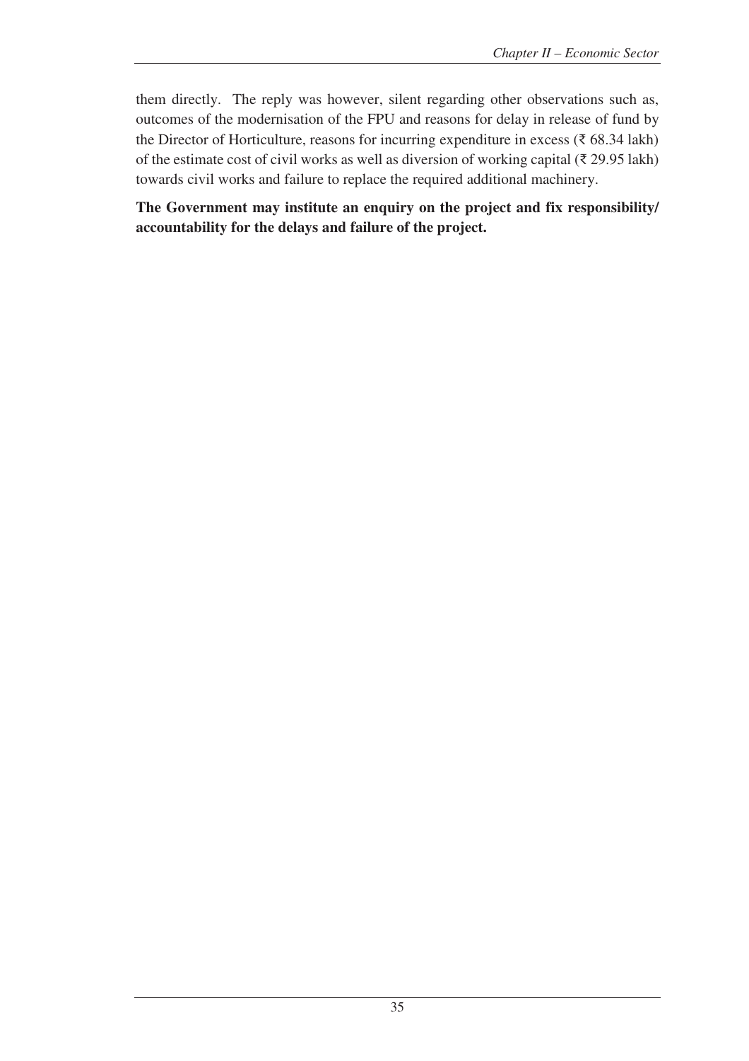them directly. The reply was however, silent regarding other observations such as, outcomes of the modernisation of the FPU and reasons for delay in release of fund by the Director of Horticulture, reasons for incurring expenditure in excess (₹ 68.34 lakh) of the estimate cost of civil works as well as diversion of working capital (₹ 29.95 lakh) towards civil works and failure to replace the required additional machinery.

**The Government may institute an enquiry on the project and fix responsibility/ accountability for the delays and failure of the project.**